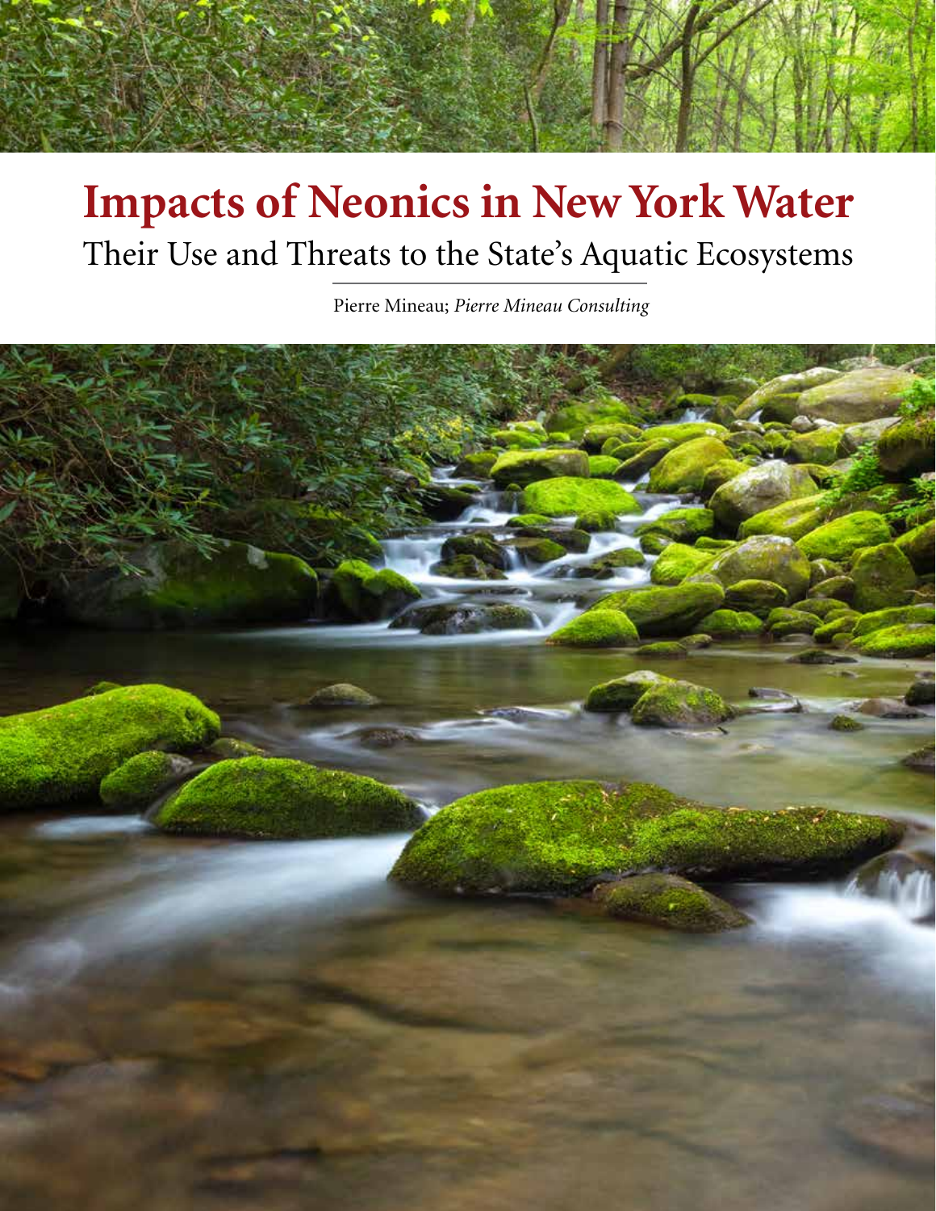# Impacts of Neonics in New York Water

## Their Use and Threats to the State's Aquatic Ecosystems

Pierre Mineau; *Pierre Mineau Consulting*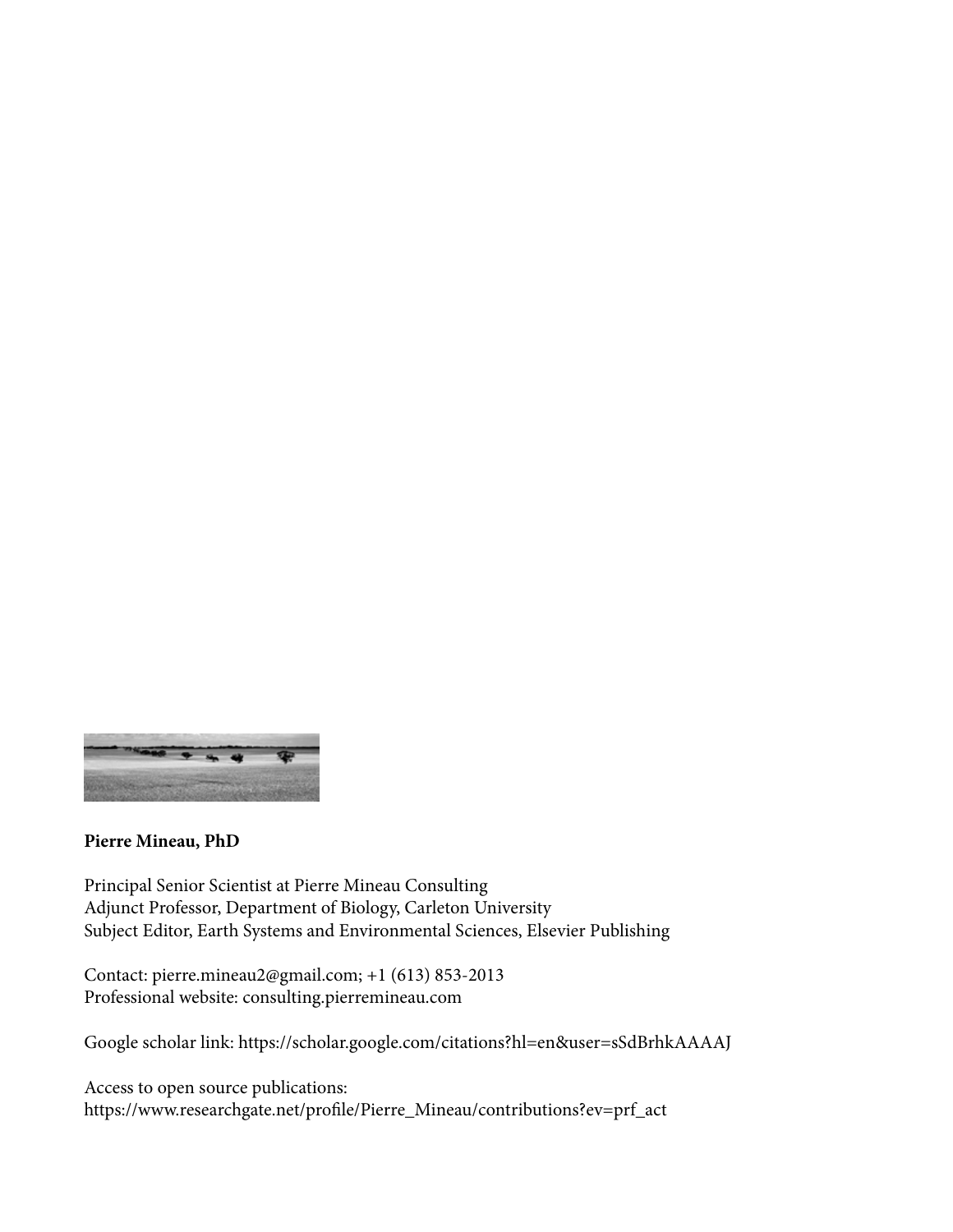**Pierre Mineau, PhD**

Principal Senior Scientist at Pierre Mineau Consulting
Adjunct Professor, Department of Biology, Carleton University
Subject Editor, Earth Systems and Environmental Sciences, Elsevier Publishing

Contact: pierre.mineau2@gmail.com; +1 (613) 853-2013
Professional website: consulting.pierremineau.com

Google scholar link: https://scholar.google.com/citations?hl=en&user=sSdBrhkAAAAJ

Access to open source publications:
https://www.researchgate.net/profile/Pierre_Mineau/contributions?ev=prf_act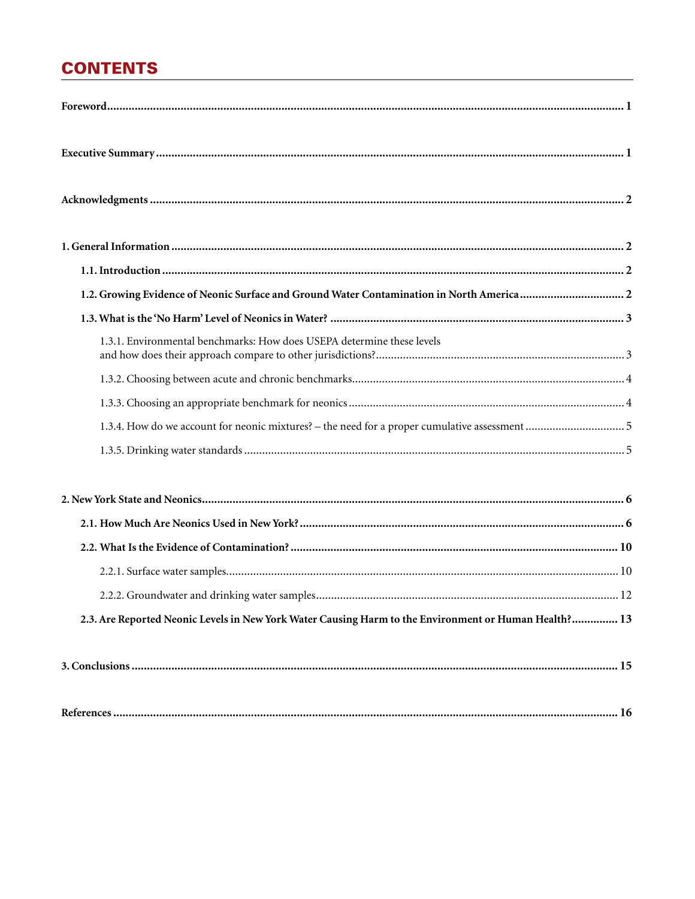# CONTENTS

**Foreword** ........ **1**

**Executive Summary** ........ **1**

**Acknowledgments** ........ **2**

**1. General Information** ........ **2**

- **1.1. Introduction** ........ **2**
- **1.2. Growing Evidence of Neonic Surface and Ground Water Contamination in North America** ........ **2**
- **1.3. What is the 'No Harm' Level of Neonics in Water?** ........ **3**
  - 1.3.1. Environmental benchmarks: How does USEPA determine these levels and how does their approach compare to other jurisdictions? ........ 3
  - 1.3.2. Choosing between acute and chronic benchmarks ........ 4
  - 1.3.3. Choosing an appropriate benchmark for neonics ........ 4
  - 1.3.4. How do we account for neonic mixtures? – the need for a proper cumulative assessment ........ 5
  - 1.3.5. Drinking water standards ........ 5

**2. New York State and Neonics** ........ **6**

- **2.1. How Much Are Neonics Used in New York?** ........ **6**
- **2.2. What Is the Evidence of Contamination?** ........ **10**
  - 2.2.1. Surface water samples ........ 10
  - 2.2.2. Groundwater and drinking water samples ........ 12
- **2.3. Are Reported Neonic Levels in New York Water Causing Harm to the Environment or Human Health?** ........ **13**

**3. Conclusions** ........ **15**

**References** ........ **16**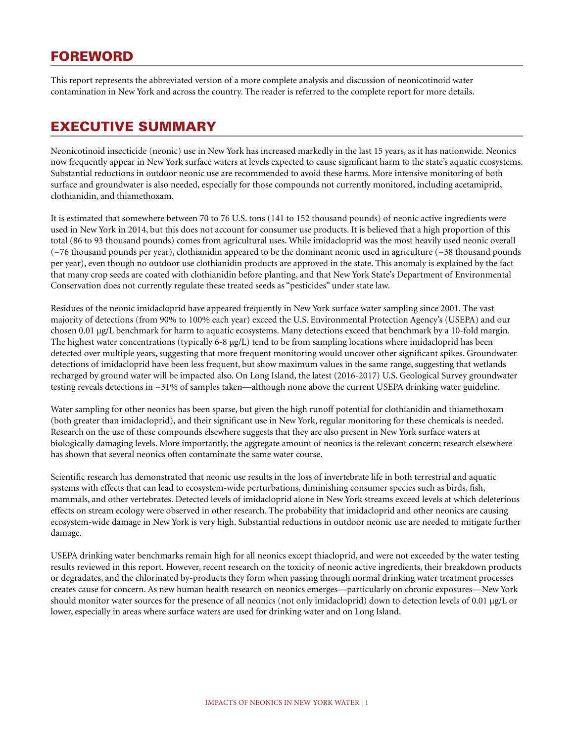## FOREWORD

This report represents the abbreviated version of a more complete analysis and discussion of neonicotinoid water contamination in New York and across the country. The reader is referred to the complete report for more details.

## EXECUTIVE SUMMARY

Neonicotinoid insecticide (neonic) use in New York has increased markedly in the last 15 years, as it has nationwide. Neonics now frequently appear in New York surface waters at levels expected to cause significant harm to the state's aquatic ecosystems. Substantial reductions in outdoor neonic use are recommended to avoid these harms. More intensive monitoring of both surface and groundwater is also needed, especially for those compounds not currently monitored, including acetamiprid, clothianidin, and thiamethoxam.

It is estimated that somewhere between 70 to 76 U.S. tons (141 to 152 thousand pounds) of neonic active ingredients were used in New York in 2014, but this does not account for consumer use products. It is believed that a high proportion of this total (86 to 93 thousand pounds) comes from agricultural uses. While imidacloprid was the most heavily used neonic overall (~76 thousand pounds per year), clothianidin appeared to be the dominant neonic used in agriculture (~38 thousand pounds per year), even though no outdoor use clothianidin products are approved in the state. This anomaly is explained by the fact that many crop seeds are coated with clothianidin before planting, and that New York State's Department of Environmental Conservation does not currently regulate these treated seeds as "pesticides" under state law.

Residues of the neonic imidacloprid have appeared frequently in New York surface water sampling since 2001. The vast majority of detections (from 90% to 100% each year) exceed the U.S. Environmental Protection Agency's (USEPA) and our chosen 0.01 µg/L benchmark for harm to aquatic ecosystems. Many detections exceed that benchmark by a 10-fold margin. The highest water concentrations (typically 6-8 µg/L) tend to be from sampling locations where imidacloprid has been detected over multiple years, suggesting that more frequent monitoring would uncover other significant spikes. Groundwater detections of imidacloprid have been less frequent, but show maximum values in the same range, suggesting that wetlands recharged by ground water will be impacted also. On Long Island, the latest (2016-2017) U.S. Geological Survey groundwater testing reveals detections in ~31% of samples taken—although none above the current USEPA drinking water guideline.

Water sampling for other neonics has been sparse, but given the high runoff potential for clothianidin and thiamethoxam (both greater than imidacloprid), and their significant use in New York, regular monitoring for these chemicals is needed. Research on the use of these compounds elsewhere suggests that they are also present in New York surface waters at biologically damaging levels. More importantly, the aggregate amount of neonics is the relevant concern; research elsewhere has shown that several neonics often contaminate the same water course.

Scientific research has demonstrated that neonic use results in the loss of invertebrate life in both terrestrial and aquatic systems with effects that can lead to ecosystem-wide perturbations, diminishing consumer species such as birds, fish, mammals, and other vertebrates. Detected levels of imidacloprid alone in New York streams exceed levels at which deleterious effects on stream ecology were observed in other research. The probability that imidacloprid and other neonics are causing ecosystem-wide damage in New York is very high. Substantial reductions in outdoor neonic use are needed to mitigate further damage.

USEPA drinking water benchmarks remain high for all neonics except thiacloprid, and were not exceeded by the water testing results reviewed in this report. However, recent research on the toxicity of neonic active ingredients, their breakdown products or degradates, and the chlorinated by-products they form when passing through normal drinking water treatment processes creates cause for concern. As new human health research on neonics emerges—particularly on chronic exposures—New York should monitor water sources for the presence of all neonics (not only imidacloprid) down to detection levels of 0.01 µg/L or lower, especially in areas where surface waters are used for drinking water and on Long Island.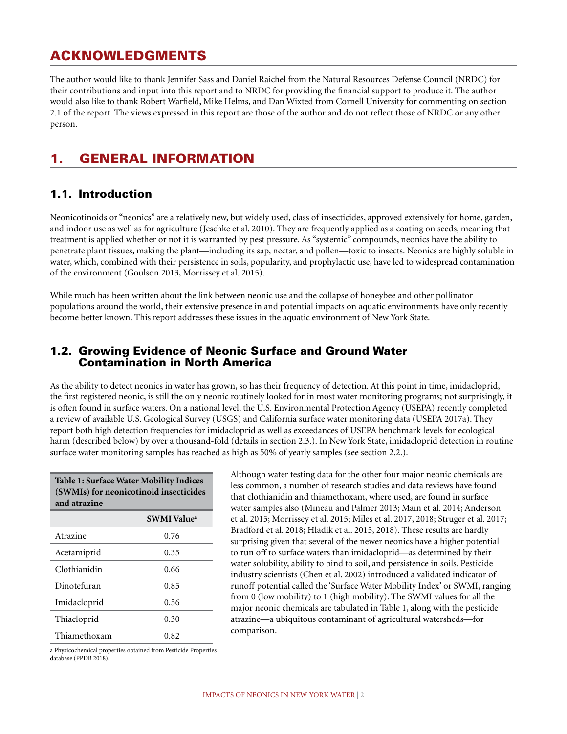# ACKNOWLEDGMENTS

The author would like to thank Jennifer Sass and Daniel Raichel from the Natural Resources Defense Council (NRDC) for their contributions and input into this report and to NRDC for providing the financial support to produce it. The author would also like to thank Robert Warfield, Mike Helms, and Dan Wixted from Cornell University for commenting on section 2.1 of the report. The views expressed in this report are those of the author and do not reflect those of NRDC or any other person.

# 1. GENERAL INFORMATION

## 1.1. Introduction

Neonicotinoids or "neonics" are a relatively new, but widely used, class of insecticides, approved extensively for home, garden, and indoor use as well as for agriculture (Jeschke et al. 2010). They are frequently applied as a coating on seeds, meaning that treatment is applied whether or not it is warranted by pest pressure. As "systemic" compounds, neonics have the ability to penetrate plant tissues, making the plant—including its sap, nectar, and pollen—toxic to insects. Neonics are highly soluble in water, which, combined with their persistence in soils, popularity, and prophylactic use, have led to widespread contamination of the environment (Goulson 2013, Morrissey et al. 2015).

While much has been written about the link between neonic use and the collapse of honeybee and other pollinator populations around the world, their extensive presence in and potential impacts on aquatic environments have only recently become better known. This report addresses these issues in the aquatic environment of New York State.

## 1.2. Growing Evidence of Neonic Surface and Ground Water Contamination in North America

As the ability to detect neonics in water has grown, so has their frequency of detection. At this point in time, imidacloprid, the first registered neonic, is still the only neonic routinely looked for in most water monitoring programs; not surprisingly, it is often found in surface waters. On a national level, the U.S. Environmental Protection Agency (USEPA) recently completed a review of available U.S. Geological Survey (USGS) and California surface water monitoring data (USEPA 2017a). They report both high detection frequencies for imidacloprid as well as exceedances of USEPA benchmark levels for ecological harm (described below) by over a thousand-fold (details in section 2.3.). In New York State, imidacloprid detection in routine surface water monitoring samples has reached as high as 50% of yearly samples (see section 2.2.).

Although water testing data for the other four major neonic chemicals are less common, a number of research studies and data reviews have found that clothianidin and thiamethoxam, where used, are found in surface water samples also (Mineau and Palmer 2013; Main et al. 2014; Anderson et al. 2015; Morrissey et al. 2015; Miles et al. 2017, 2018; Struger et al. 2017; Bradford et al. 2018; Hladik et al. 2015, 2018). These results are hardly surprising given that several of the newer neonics have a higher potential to run off to surface waters than imidacloprid—as determined by their water solubility, ability to bind to soil, and persistence in soils. Pesticide industry scientists (Chen et al. 2002) introduced a validated indicator of runoff potential called the 'Surface Water Mobility Index' or SWMI, ranging from 0 (low mobility) to 1 (high mobility). The SWMI values for all the major neonic chemicals are tabulated in Table 1, along with the pesticide atrazine—a ubiquitous contaminant of agricultural watersheds—for comparison.

**Table 1: Surface Water Mobility Indices (SWMIs) for neonicotinoid insecticides and atrazine**

| | SWMI Value[a] |
|---|---|
| Atrazine | 0.76 |
| Acetamiprid | 0.35 |
| Clothianidin | 0.66 |
| Dinotefuran | 0.85 |
| Imidacloprid | 0.56 |
| Thiacloprid | 0.30 |
| Thiamethoxam | 0.82 |

a Physicochemical properties obtained from Pesticide Properties database (PPDB 2018).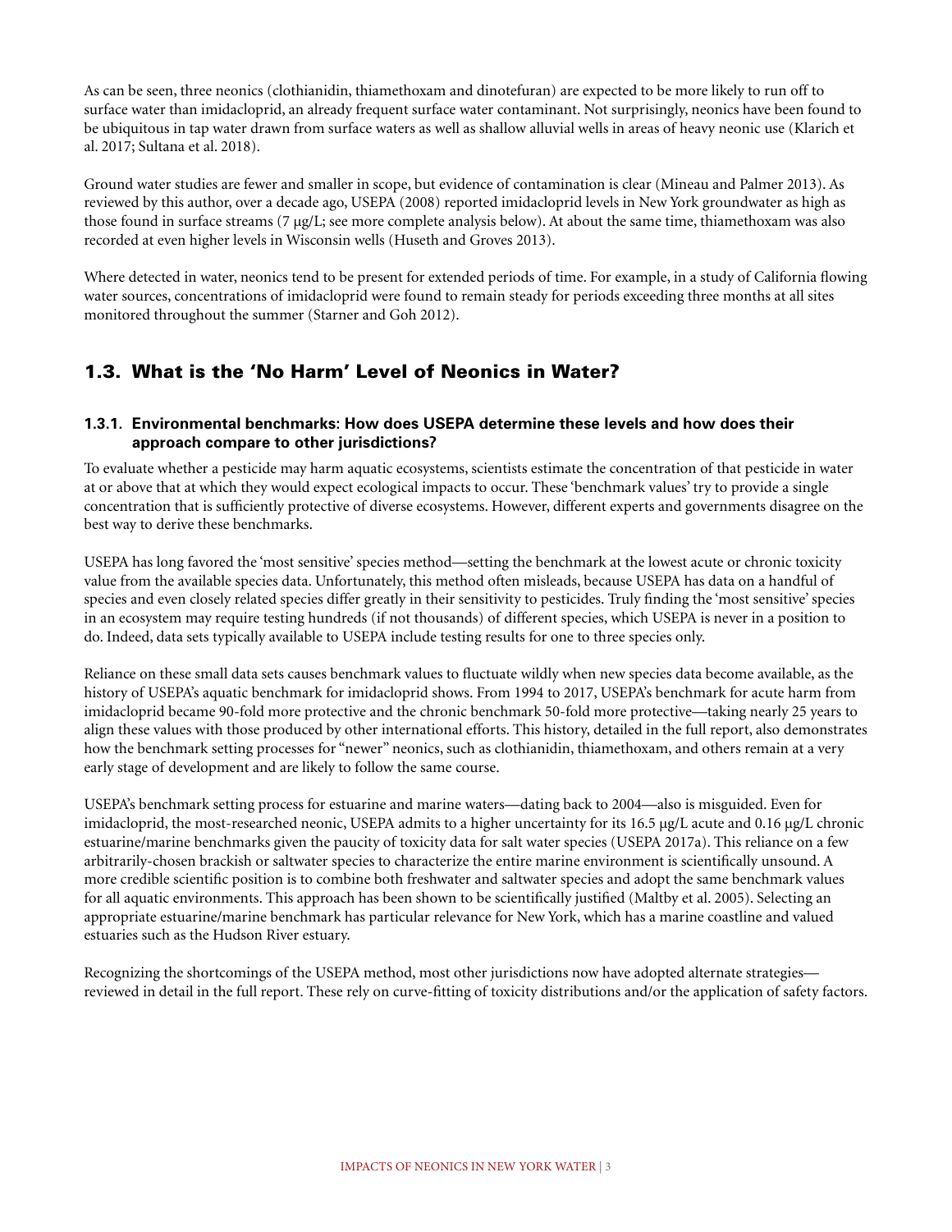As can be seen, three neonics (clothianidin, thiamethoxam and dinotefuran) are expected to be more likely to run off to surface water than imidacloprid, an already frequent surface water contaminant. Not surprisingly, neonics have been found to be ubiquitous in tap water drawn from surface waters as well as shallow alluvial wells in areas of heavy neonic use (Klarich et al. 2017; Sultana et al. 2018).

Ground water studies are fewer and smaller in scope, but evidence of contamination is clear (Mineau and Palmer 2013). As reviewed by this author, over a decade ago, USEPA (2008) reported imidacloprid levels in New York groundwater as high as those found in surface streams (7 µg/L; see more complete analysis below). At about the same time, thiamethoxam was also recorded at even higher levels in Wisconsin wells (Huseth and Groves 2013).

Where detected in water, neonics tend to be present for extended periods of time. For example, in a study of California flowing water sources, concentrations of imidacloprid were found to remain steady for periods exceeding three months at all sites monitored throughout the summer (Starner and Goh 2012).

## 1.3. What is the 'No Harm' Level of Neonics in Water?

### 1.3.1. Environmental benchmarks: How does USEPA determine these levels and how does their approach compare to other jurisdictions?

To evaluate whether a pesticide may harm aquatic ecosystems, scientists estimate the concentration of that pesticide in water at or above that at which they would expect ecological impacts to occur. These 'benchmark values' try to provide a single concentration that is sufficiently protective of diverse ecosystems. However, different experts and governments disagree on the best way to derive these benchmarks.

USEPA has long favored the 'most sensitive' species method—setting the benchmark at the lowest acute or chronic toxicity value from the available species data. Unfortunately, this method often misleads, because USEPA has data on a handful of species and even closely related species differ greatly in their sensitivity to pesticides. Truly finding the 'most sensitive' species in an ecosystem may require testing hundreds (if not thousands) of different species, which USEPA is never in a position to do. Indeed, data sets typically available to USEPA include testing results for one to three species only.

Reliance on these small data sets causes benchmark values to fluctuate wildly when new species data become available, as the history of USEPA's aquatic benchmark for imidacloprid shows. From 1994 to 2017, USEPA's benchmark for acute harm from imidacloprid became 90-fold more protective and the chronic benchmark 50-fold more protective—taking nearly 25 years to align these values with those produced by other international efforts. This history, detailed in the full report, also demonstrates how the benchmark setting processes for "newer" neonics, such as clothianidin, thiamethoxam, and others remain at a very early stage of development and are likely to follow the same course.

USEPA's benchmark setting process for estuarine and marine waters—dating back to 2004—also is misguided. Even for imidacloprid, the most-researched neonic, USEPA admits to a higher uncertainty for its 16.5 µg/L acute and 0.16 µg/L chronic estuarine/marine benchmarks given the paucity of toxicity data for salt water species (USEPA 2017a). This reliance on a few arbitrarily-chosen brackish or saltwater species to characterize the entire marine environment is scientifically unsound. A more credible scientific position is to combine both freshwater and saltwater species and adopt the same benchmark values for all aquatic environments. This approach has been shown to be scientifically justified (Maltby et al. 2005). Selecting an appropriate estuarine/marine benchmark has particular relevance for New York, which has a marine coastline and valued estuaries such as the Hudson River estuary.

Recognizing the shortcomings of the USEPA method, most other jurisdictions now have adopted alternate strategies—reviewed in detail in the full report. These rely on curve-fitting of toxicity distributions and/or the application of safety factors.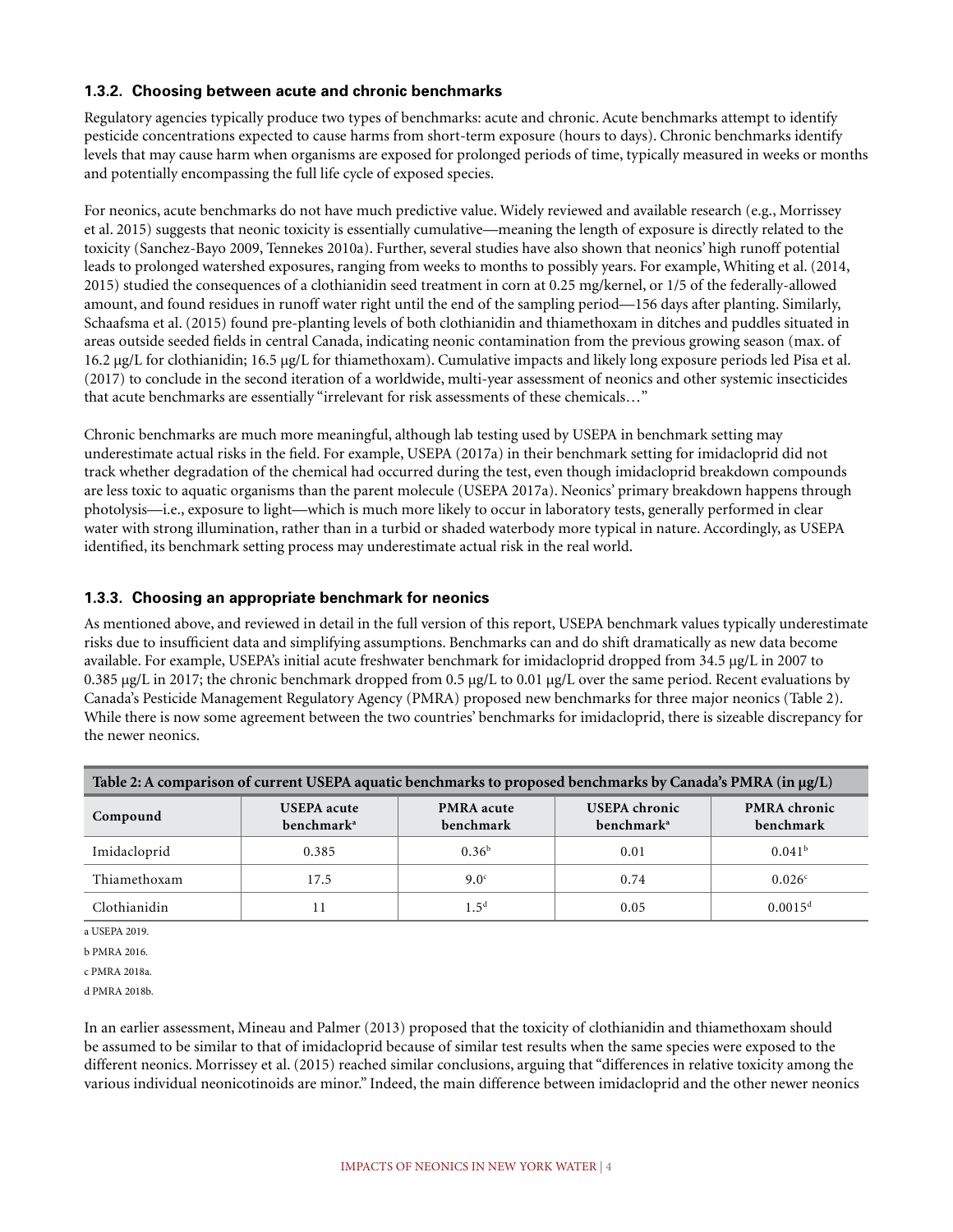### 1.3.2. Choosing between acute and chronic benchmarks

Regulatory agencies typically produce two types of benchmarks: acute and chronic. Acute benchmarks attempt to identify pesticide concentrations expected to cause harms from short-term exposure (hours to days). Chronic benchmarks identify levels that may cause harm when organisms are exposed for prolonged periods of time, typically measured in weeks or months and potentially encompassing the full life cycle of exposed species.

For neonics, acute benchmarks do not have much predictive value. Widely reviewed and available research (e.g., Morrissey et al. 2015) suggests that neonic toxicity is essentially cumulative—meaning the length of exposure is directly related to the toxicity (Sanchez-Bayo 2009, Tennekes 2010a). Further, several studies have also shown that neonics' high runoff potential leads to prolonged watershed exposures, ranging from weeks to months to possibly years. For example, Whiting et al. (2014, 2015) studied the consequences of a clothianidin seed treatment in corn at 0.25 mg/kernel, or 1/5 of the federally-allowed amount, and found residues in runoff water right until the end of the sampling period—156 days after planting. Similarly, Schaafsma et al. (2015) found pre-planting levels of both clothianidin and thiamethoxam in ditches and puddles situated in areas outside seeded fields in central Canada, indicating neonic contamination from the previous growing season (max. of 16.2 µg/L for clothianidin; 16.5 µg/L for thiamethoxam). Cumulative impacts and likely long exposure periods led Pisa et al. (2017) to conclude in the second iteration of a worldwide, multi-year assessment of neonics and other systemic insecticides that acute benchmarks are essentially "irrelevant for risk assessments of these chemicals…"

Chronic benchmarks are much more meaningful, although lab testing used by USEPA in benchmark setting may underestimate actual risks in the field. For example, USEPA (2017a) in their benchmark setting for imidacloprid did not track whether degradation of the chemical had occurred during the test, even though imidacloprid breakdown compounds are less toxic to aquatic organisms than the parent molecule (USEPA 2017a). Neonics' primary breakdown happens through photolysis—i.e., exposure to light—which is much more likely to occur in laboratory tests, generally performed in clear water with strong illumination, rather than in a turbid or shaded waterbody more typical in nature. Accordingly, as USEPA identified, its benchmark setting process may underestimate actual risk in the real world.

### 1.3.3. Choosing an appropriate benchmark for neonics

As mentioned above, and reviewed in detail in the full version of this report, USEPA benchmark values typically underestimate risks due to insufficient data and simplifying assumptions. Benchmarks can and do shift dramatically as new data become available. For example, USEPA's initial acute freshwater benchmark for imidacloprid dropped from 34.5 µg/L in 2007 to 0.385 µg/L in 2017; the chronic benchmark dropped from 0.5 µg/L to 0.01 µg/L over the same period. Recent evaluations by Canada's Pesticide Management Regulatory Agency (PMRA) proposed new benchmarks for three major neonics (Table 2). While there is now some agreement between the two countries' benchmarks for imidacloprid, there is sizeable discrepancy for the newer neonics.

**Table 2: A comparison of current USEPA aquatic benchmarks to proposed benchmarks by Canada's PMRA (in µg/L)**

| Compound | USEPA acute benchmark[a] | PMRA acute benchmark | USEPA chronic benchmark[a] | PMRA chronic benchmark |
|---|---|---|---|---|
| Imidacloprid | 0.385 | 0.36[b] | 0.01 | 0.041[b] |
| Thiamethoxam | 17.5 | 9.0[c] | 0.74 | 0.026[c] |
| Clothianidin | 11 | 1.5[d] | 0.05 | 0.0015[d] |

a USEPA 2019.

b PMRA 2016.

c PMRA 2018a.

d PMRA 2018b.

In an earlier assessment, Mineau and Palmer (2013) proposed that the toxicity of clothianidin and thiamethoxam should be assumed to be similar to that of imidacloprid because of similar test results when the same species were exposed to the different neonics. Morrissey et al. (2015) reached similar conclusions, arguing that "differences in relative toxicity among the various individual neonicotinoids are minor." Indeed, the main difference between imidacloprid and the other newer neonics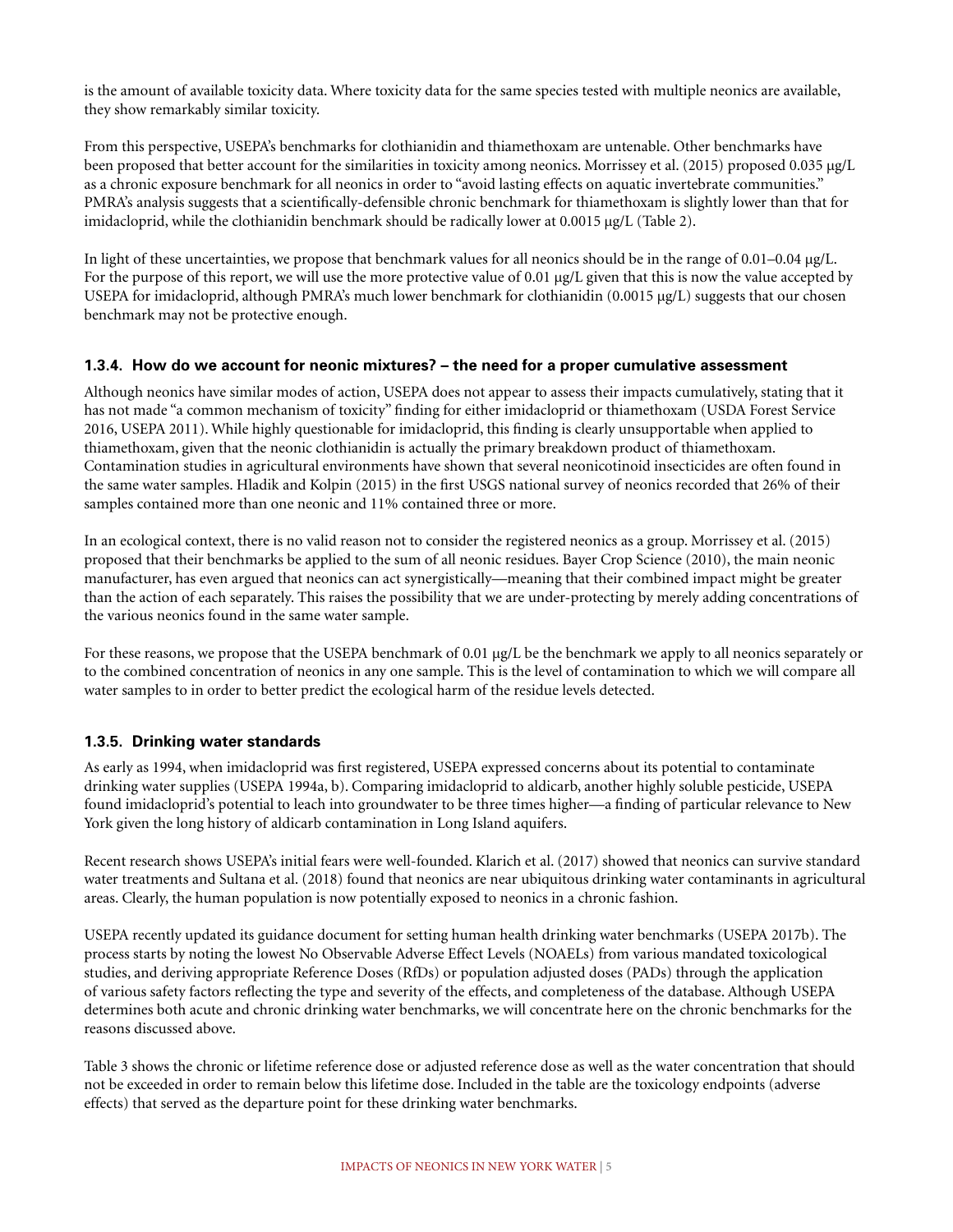is the amount of available toxicity data. Where toxicity data for the same species tested with multiple neonics are available, they show remarkably similar toxicity.

From this perspective, USEPA's benchmarks for clothianidin and thiamethoxam are untenable. Other benchmarks have been proposed that better account for the similarities in toxicity among neonics. Morrissey et al. (2015) proposed 0.035 µg/L as a chronic exposure benchmark for all neonics in order to "avoid lasting effects on aquatic invertebrate communities." PMRA's analysis suggests that a scientifically-defensible chronic benchmark for thiamethoxam is slightly lower than that for imidacloprid, while the clothianidin benchmark should be radically lower at 0.0015 µg/L (Table 2).

In light of these uncertainties, we propose that benchmark values for all neonics should be in the range of 0.01–0.04 µg/L. For the purpose of this report, we will use the more protective value of 0.01 µg/L given that this is now the value accepted by USEPA for imidacloprid, although PMRA's much lower benchmark for clothianidin (0.0015 µg/L) suggests that our chosen benchmark may not be protective enough.

### 1.3.4. How do we account for neonic mixtures? – the need for a proper cumulative assessment

Although neonics have similar modes of action, USEPA does not appear to assess their impacts cumulatively, stating that it has not made "a common mechanism of toxicity" finding for either imidacloprid or thiamethoxam (USDA Forest Service 2016, USEPA 2011). While highly questionable for imidacloprid, this finding is clearly unsupportable when applied to thiamethoxam, given that the neonic clothianidin is actually the primary breakdown product of thiamethoxam. Contamination studies in agricultural environments have shown that several neonicotinoid insecticides are often found in the same water samples. Hladik and Kolpin (2015) in the first USGS national survey of neonics recorded that 26% of their samples contained more than one neonic and 11% contained three or more.

In an ecological context, there is no valid reason not to consider the registered neonics as a group. Morrissey et al. (2015) proposed that their benchmarks be applied to the sum of all neonic residues. Bayer Crop Science (2010), the main neonic manufacturer, has even argued that neonics can act synergistically—meaning that their combined impact might be greater than the action of each separately. This raises the possibility that we are under-protecting by merely adding concentrations of the various neonics found in the same water sample.

For these reasons, we propose that the USEPA benchmark of 0.01 µg/L be the benchmark we apply to all neonics separately or to the combined concentration of neonics in any one sample. This is the level of contamination to which we will compare all water samples to in order to better predict the ecological harm of the residue levels detected.

### 1.3.5. Drinking water standards

As early as 1994, when imidacloprid was first registered, USEPA expressed concerns about its potential to contaminate drinking water supplies (USEPA 1994a, b). Comparing imidacloprid to aldicarb, another highly soluble pesticide, USEPA found imidacloprid's potential to leach into groundwater to be three times higher—a finding of particular relevance to New York given the long history of aldicarb contamination in Long Island aquifers.

Recent research shows USEPA's initial fears were well-founded. Klarich et al. (2017) showed that neonics can survive standard water treatments and Sultana et al. (2018) found that neonics are near ubiquitous drinking water contaminants in agricultural areas. Clearly, the human population is now potentially exposed to neonics in a chronic fashion.

USEPA recently updated its guidance document for setting human health drinking water benchmarks (USEPA 2017b). The process starts by noting the lowest No Observable Adverse Effect Levels (NOAELs) from various mandated toxicological studies, and deriving appropriate Reference Doses (RfDs) or population adjusted doses (PADs) through the application of various safety factors reflecting the type and severity of the effects, and completeness of the database. Although USEPA determines both acute and chronic drinking water benchmarks, we will concentrate here on the chronic benchmarks for the reasons discussed above.

Table 3 shows the chronic or lifetime reference dose or adjusted reference dose as well as the water concentration that should not be exceeded in order to remain below this lifetime dose. Included in the table are the toxicology endpoints (adverse effects) that served as the departure point for these drinking water benchmarks.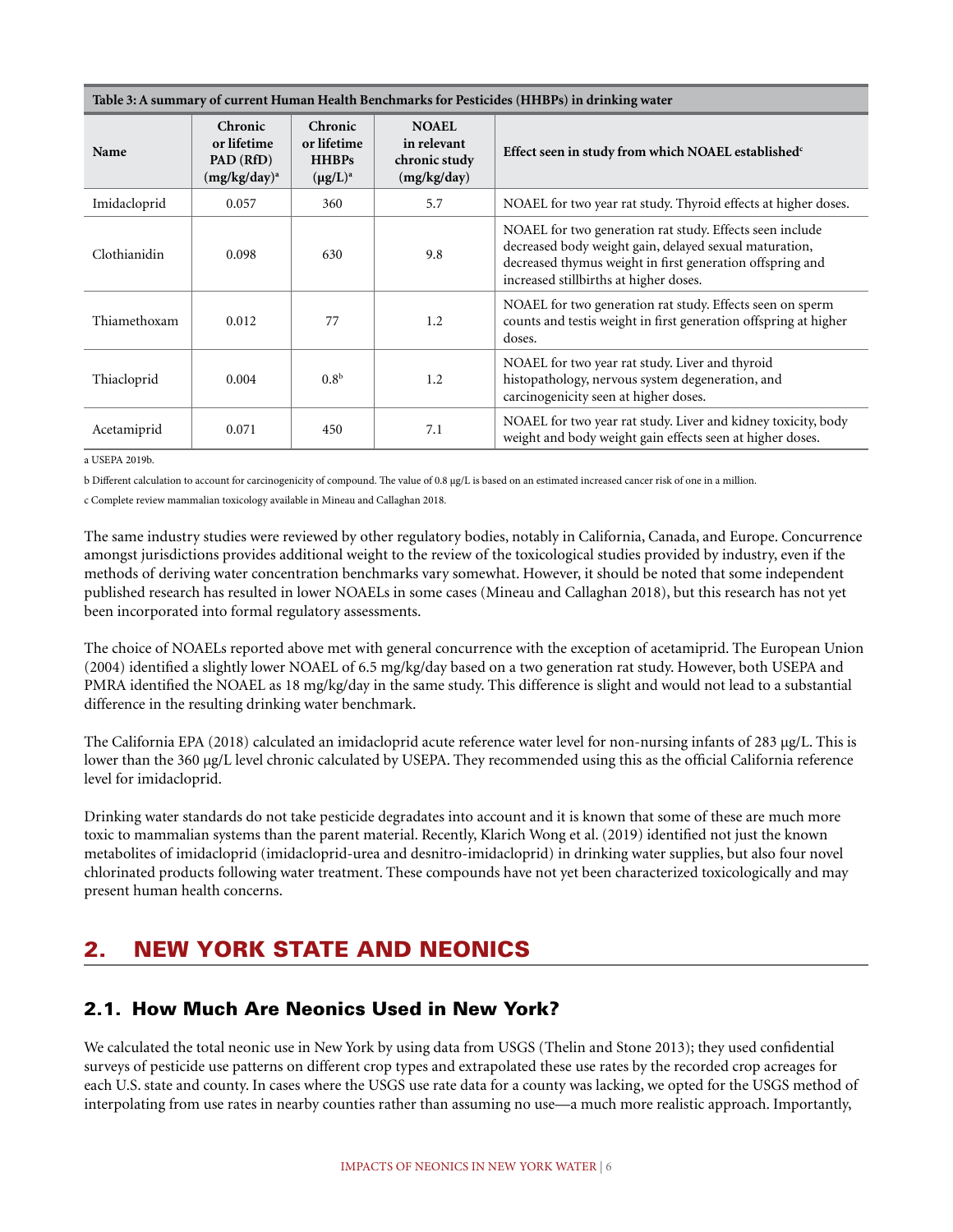| Table 3: A summary of current Human Health Benchmarks for Pesticides (HHBPs) in drinking water | | | | |
|---|---|---|---|---|
| Name | Chronic or lifetime PAD (RfD) (mg/kg/day)[a] | Chronic or lifetime HHBPs (µg/L)[a] | NOAEL in relevant chronic study (mg/kg/day) | Effect seen in study from which NOAEL established[c] |
| Imidacloprid | 0.057 | 360 | 5.7 | NOAEL for two year rat study. Thyroid effects at higher doses. |
| Clothianidin | 0.098 | 630 | 9.8 | NOAEL for two generation rat study. Effects seen include decreased body weight gain, delayed sexual maturation, decreased thymus weight in first generation offspring and increased stillbirths at higher doses. |
| Thiamethoxam | 0.012 | 77 | 1.2 | NOAEL for two generation rat study. Effects seen on sperm counts and testis weight in first generation offspring at higher doses. |
| Thiacloprid | 0.004 | 0.8[b] | 1.2 | NOAEL for two year rat study. Liver and thyroid histopathology, nervous system degeneration, and carcinogenicity seen at higher doses. |
| Acetamiprid | 0.071 | 450 | 7.1 | NOAEL for two year rat study. Liver and kidney toxicity, body weight and body weight gain effects seen at higher doses. |

a USEPA 2019b.

b Different calculation to account for carcinogenicity of compound. The value of 0.8 µg/L is based on an estimated increased cancer risk of one in a million.

c Complete review mammalian toxicology available in Mineau and Callaghan 2018.

The same industry studies were reviewed by other regulatory bodies, notably in California, Canada, and Europe. Concurrence amongst jurisdictions provides additional weight to the review of the toxicological studies provided by industry, even if the methods of deriving water concentration benchmarks vary somewhat. However, it should be noted that some independent published research has resulted in lower NOAELs in some cases (Mineau and Callaghan 2018), but this research has not yet been incorporated into formal regulatory assessments.

The choice of NOAELs reported above met with general concurrence with the exception of acetamiprid. The European Union (2004) identified a slightly lower NOAEL of 6.5 mg/kg/day based on a two generation rat study. However, both USEPA and PMRA identified the NOAEL as 18 mg/kg/day in the same study. This difference is slight and would not lead to a substantial difference in the resulting drinking water benchmark.

The California EPA (2018) calculated an imidacloprid acute reference water level for non-nursing infants of 283 µg/L. This is lower than the 360 µg/L level chronic calculated by USEPA. They recommended using this as the official California reference level for imidacloprid.

Drinking water standards do not take pesticide degradates into account and it is known that some of these are much more toxic to mammalian systems than the parent material. Recently, Klarich Wong et al. (2019) identified not just the known metabolites of imidacloprid (imidacloprid-urea and desnitro-imidacloprid) in drinking water supplies, but also four novel chlorinated products following water treatment. These compounds have not yet been characterized toxicologically and may present human health concerns.

## 2. NEW YORK STATE AND NEONICS

### 2.1. How Much Are Neonics Used in New York?

We calculated the total neonic use in New York by using data from USGS (Thelin and Stone 2013); they used confidential surveys of pesticide use patterns on different crop types and extrapolated these use rates by the recorded crop acreages for each U.S. state and county. In cases where the USGS use rate data for a county was lacking, we opted for the USGS method of interpolating from use rates in nearby counties rather than assuming no use—a much more realistic approach. Importantly,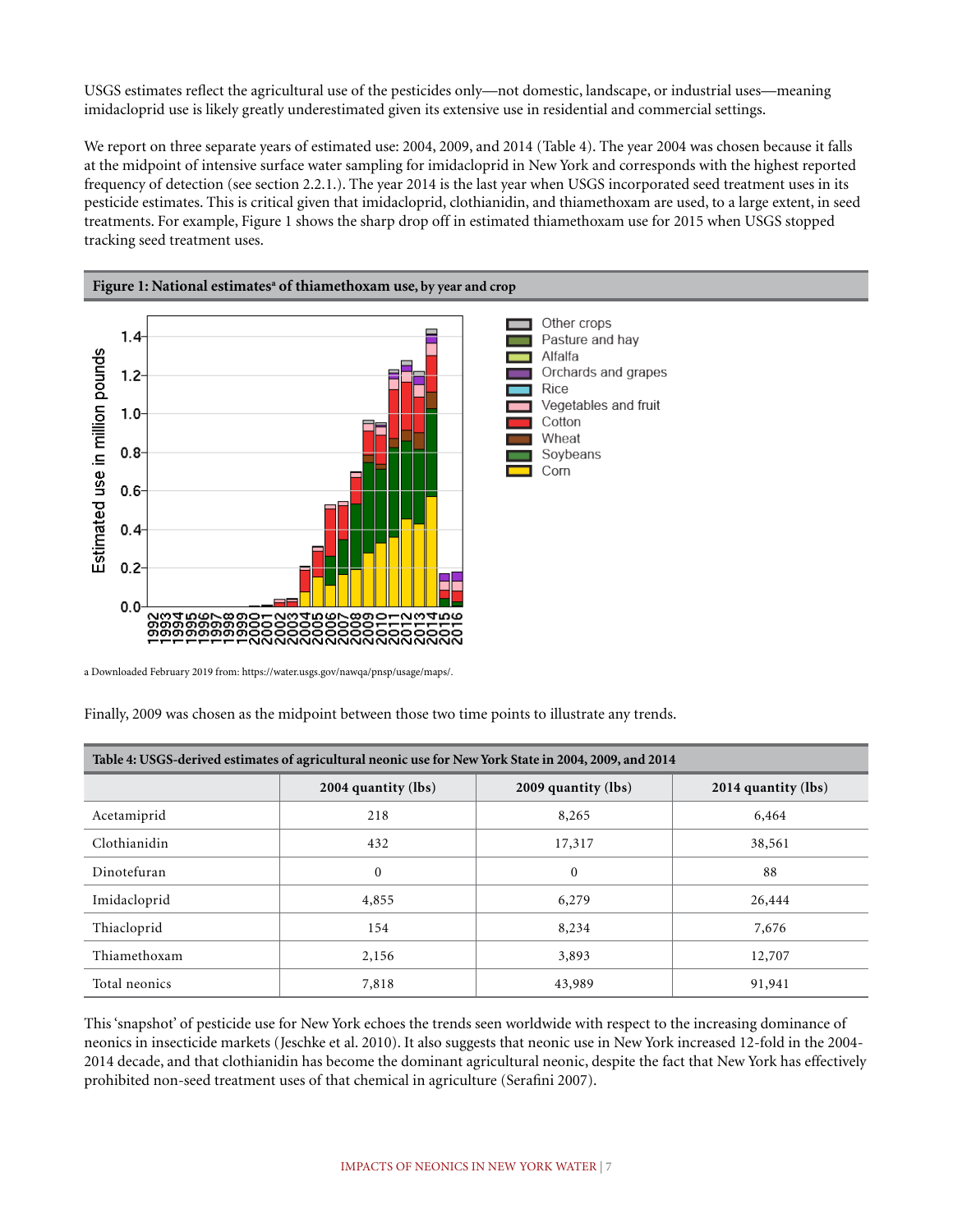USGS estimates reflect the agricultural use of the pesticides only—not domestic, landscape, or industrial uses—meaning imidacloprid use is likely greatly underestimated given its extensive use in residential and commercial settings.

We report on three separate years of estimated use: 2004, 2009, and 2014 (Table 4). The year 2004 was chosen because it falls at the midpoint of intensive surface water sampling for imidacloprid in New York and corresponds with the highest reported frequency of detection (see section 2.2.1.). The year 2014 is the last year when USGS incorporated seed treatment uses in its pesticide estimates. This is critical given that imidacloprid, clothianidin, and thiamethoxam are used, to a large extent, in seed treatments. For example, Figure 1 shows the sharp drop off in estimated thiamethoxam use for 2015 when USGS stopped tracking seed treatment uses.

**Figure 1: National estimates[a] of thiamethoxam use, by year and crop**

Estimated use in million pounds

1.4
1.2
1.0
0.8
0.6
0.4
0.2
0.0

1992 1993 1994 1995 1996 1997 1998 1999 2000 2001 2002 2003 2004 2005 2006 2007 2008 2009 2010 2011 2012 2013 2014 2015 2016

Other crops
Pasture and hay
Alfalfa
Orchards and grapes
Rice
Vegetables and fruit
Cotton
Wheat
Soybeans
Corn

a Downloaded February 2019 from: https://water.usgs.gov/nawqa/pnsp/usage/maps/.

Finally, 2009 was chosen as the midpoint between those two time points to illustrate any trends.

**Table 4: USGS-derived estimates of agricultural neonic use for New York State in 2004, 2009, and 2014**

| | 2004 quantity (lbs) | 2009 quantity (lbs) | 2014 quantity (lbs) |
|---|---|---|---|
| Acetamiprid | 218 | 8,265 | 6,464 |
| Clothianidin | 432 | 17,317 | 38,561 |
| Dinotefuran | 0 | 0 | 88 |
| Imidacloprid | 4,855 | 6,279 | 26,444 |
| Thiacloprid | 154 | 8,234 | 7,676 |
| Thiamethoxam | 2,156 | 3,893 | 12,707 |
| Total neonics | 7,818 | 43,989 | 91,941 |

This 'snapshot' of pesticide use for New York echoes the trends seen worldwide with respect to the increasing dominance of neonics in insecticide markets (Jeschke et al. 2010). It also suggests that neonic use in New York increased 12-fold in the 2004-2014 decade, and that clothianidin has become the dominant agricultural neonic, despite the fact that New York has effectively prohibited non-seed treatment uses of that chemical in agriculture (Serafini 2007).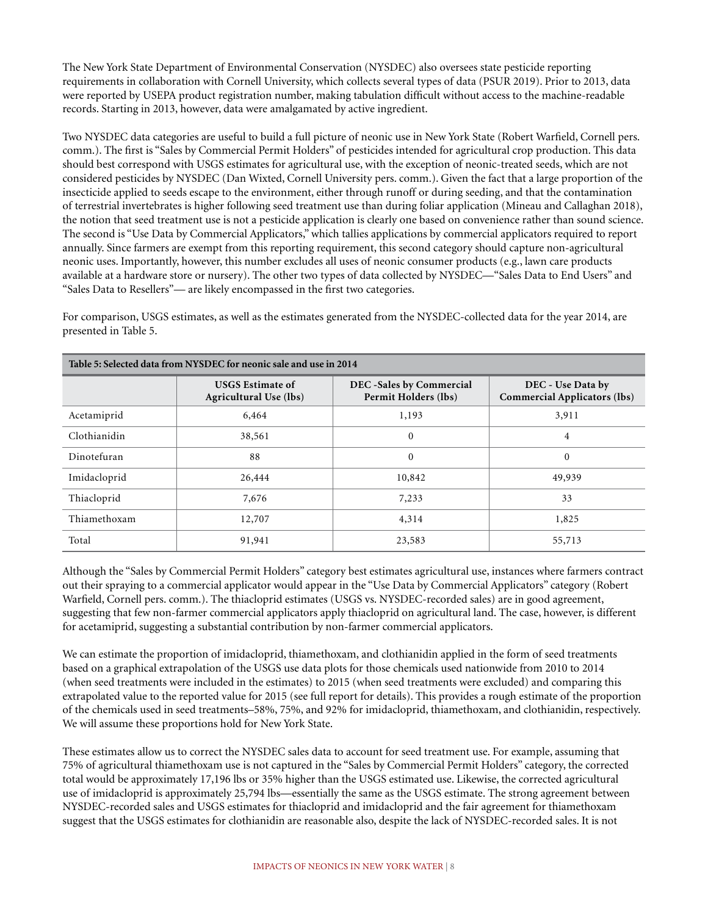The New York State Department of Environmental Conservation (NYSDEC) also oversees state pesticide reporting requirements in collaboration with Cornell University, which collects several types of data (PSUR 2019). Prior to 2013, data were reported by USEPA product registration number, making tabulation difficult without access to the machine-readable records. Starting in 2013, however, data were amalgamated by active ingredient.

Two NYSDEC data categories are useful to build a full picture of neonic use in New York State (Robert Warfield, Cornell pers. comm.). The first is "Sales by Commercial Permit Holders" of pesticides intended for agricultural crop production. This data should best correspond with USGS estimates for agricultural use, with the exception of neonic-treated seeds, which are not considered pesticides by NYSDEC (Dan Wixted, Cornell University pers. comm.). Given the fact that a large proportion of the insecticide applied to seeds escape to the environment, either through runoff or during seeding, and that the contamination of terrestrial invertebrates is higher following seed treatment use than during foliar application (Mineau and Callaghan 2018), the notion that seed treatment use is not a pesticide application is clearly one based on convenience rather than sound science. The second is "Use Data by Commercial Applicators," which tallies applications by commercial applicators required to report annually. Since farmers are exempt from this reporting requirement, this second category should capture non-agricultural neonic uses. Importantly, however, this number excludes all uses of neonic consumer products (e.g., lawn care products available at a hardware store or nursery). The other two types of data collected by NYSDEC—"Sales Data to End Users" and "Sales Data to Resellers"— are likely encompassed in the first two categories.

For comparison, USGS estimates, as well as the estimates generated from the NYSDEC-collected data for the year 2014, are presented in Table 5.

**Table 5: Selected data from NYSDEC for neonic sale and use in 2014**

| | USGS Estimate of Agricultural Use (lbs) | DEC -Sales by Commercial Permit Holders (lbs) | DEC - Use Data by Commercial Applicators (lbs) |
|---|---|---|---|
| Acetamiprid | 6,464 | 1,193 | 3,911 |
| Clothianidin | 38,561 | 0 | 4 |
| Dinotefuran | 88 | 0 | 0 |
| Imidacloprid | 26,444 | 10,842 | 49,939 |
| Thiacloprid | 7,676 | 7,233 | 33 |
| Thiamethoxam | 12,707 | 4,314 | 1,825 |
| Total | 91,941 | 23,583 | 55,713 |

Although the "Sales by Commercial Permit Holders" category best estimates agricultural use, instances where farmers contract out their spraying to a commercial applicator would appear in the "Use Data by Commercial Applicators" category (Robert Warfield, Cornell pers. comm.). The thiacloprid estimates (USGS vs. NYSDEC-recorded sales) are in good agreement, suggesting that few non-farmer commercial applicators apply thiacloprid on agricultural land. The case, however, is different for acetamiprid, suggesting a substantial contribution by non-farmer commercial applicators.

We can estimate the proportion of imidacloprid, thiamethoxam, and clothianidin applied in the form of seed treatments based on a graphical extrapolation of the USGS use data plots for those chemicals used nationwide from 2010 to 2014 (when seed treatments were included in the estimates) to 2015 (when seed treatments were excluded) and comparing this extrapolated value to the reported value for 2015 (see full report for details). This provides a rough estimate of the proportion of the chemicals used in seed treatments–58%, 75%, and 92% for imidacloprid, thiamethoxam, and clothianidin, respectively. We will assume these proportions hold for New York State.

These estimates allow us to correct the NYSDEC sales data to account for seed treatment use. For example, assuming that 75% of agricultural thiamethoxam use is not captured in the "Sales by Commercial Permit Holders" category, the corrected total would be approximately 17,196 lbs or 35% higher than the USGS estimated use. Likewise, the corrected agricultural use of imidacloprid is approximately 25,794 lbs—essentially the same as the USGS estimate. The strong agreement between NYSDEC-recorded sales and USGS estimates for thiacloprid and imidacloprid and the fair agreement for thiamethoxam suggest that the USGS estimates for clothianidin are reasonable also, despite the lack of NYSDEC-recorded sales. It is not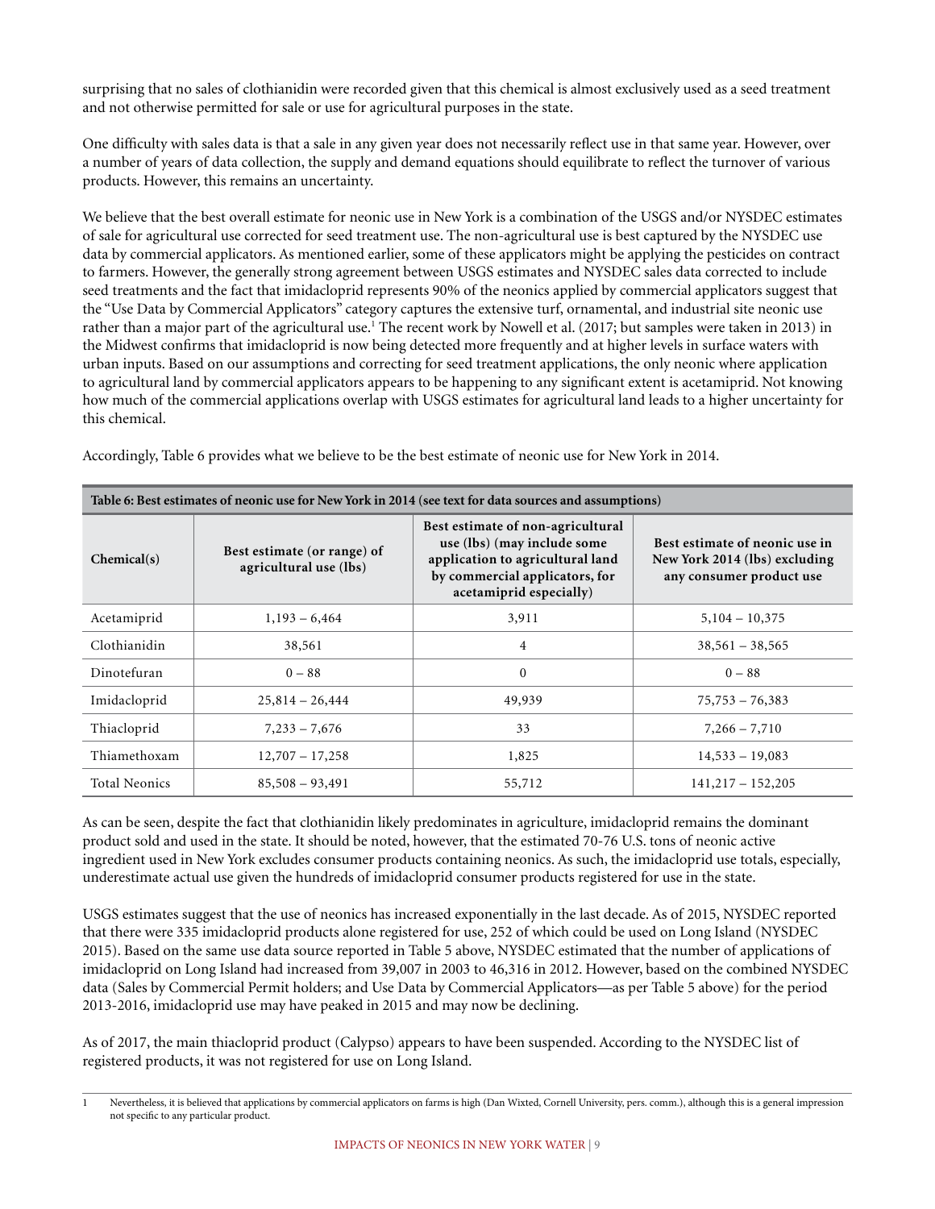surprising that no sales of clothianidin were recorded given that this chemical is almost exclusively used as a seed treatment and not otherwise permitted for sale or use for agricultural purposes in the state.

One difficulty with sales data is that a sale in any given year does not necessarily reflect use in that same year. However, over a number of years of data collection, the supply and demand equations should equilibrate to reflect the turnover of various products. However, this remains an uncertainty.

We believe that the best overall estimate for neonic use in New York is a combination of the USGS and/or NYSDEC estimates of sale for agricultural use corrected for seed treatment use. The non-agricultural use is best captured by the NYSDEC use data by commercial applicators. As mentioned earlier, some of these applicators might be applying the pesticides on contract to farmers. However, the generally strong agreement between USGS estimates and NYSDEC sales data corrected to include seed treatments and the fact that imidacloprid represents 90% of the neonics applied by commercial applicators suggest that the "Use Data by Commercial Applicators" category captures the extensive turf, ornamental, and industrial site neonic use rather than a major part of the agricultural use.[1] The recent work by Nowell et al. (2017; but samples were taken in 2013) in the Midwest confirms that imidacloprid is now being detected more frequently and at higher levels in surface waters with urban inputs. Based on our assumptions and correcting for seed treatment applications, the only neonic where application to agricultural land by commercial applicators appears to be happening to any significant extent is acetamiprid. Not knowing how much of the commercial applications overlap with USGS estimates for agricultural land leads to a higher uncertainty for this chemical.

Accordingly, Table 6 provides what we believe to be the best estimate of neonic use for New York in 2014.

**Table 6: Best estimates of neonic use for New York in 2014 (see text for data sources and assumptions)**

| Chemical(s) | Best estimate (or range) of agricultural use (lbs) | Best estimate of non-agricultural use (lbs) (may include some application to agricultural land by commercial applicators, for acetamiprid especially) | Best estimate of neonic use in New York 2014 (lbs) excluding any consumer product use |
|---|---|---|---|
| Acetamiprid | 1,193 – 6,464 | 3,911 | 5,104 – 10,375 |
| Clothianidin | 38,561 | 4 | 38,561 – 38,565 |
| Dinotefuran | 0 – 88 | 0 | 0 – 88 |
| Imidacloprid | 25,814 – 26,444 | 49,939 | 75,753 – 76,383 |
| Thiacloprid | 7,233 – 7,676 | 33 | 7,266 – 7,710 |
| Thiamethoxam | 12,707 – 17,258 | 1,825 | 14,533 – 19,083 |
| Total Neonics | 85,508 – 93,491 | 55,712 | 141,217 – 152,205 |

As can be seen, despite the fact that clothianidin likely predominates in agriculture, imidacloprid remains the dominant product sold and used in the state. It should be noted, however, that the estimated 70-76 U.S. tons of neonic active ingredient used in New York excludes consumer products containing neonics. As such, the imidacloprid use totals, especially, underestimate actual use given the hundreds of imidacloprid consumer products registered for use in the state.

USGS estimates suggest that the use of neonics has increased exponentially in the last decade. As of 2015, NYSDEC reported that there were 335 imidacloprid products alone registered for use, 252 of which could be used on Long Island (NYSDEC 2015). Based on the same use data source reported in Table 5 above, NYSDEC estimated that the number of applications of imidacloprid on Long Island had increased from 39,007 in 2003 to 46,316 in 2012. However, based on the combined NYSDEC data (Sales by Commercial Permit holders; and Use Data by Commercial Applicators—as per Table 5 above) for the period 2013-2016, imidacloprid use may have peaked in 2015 and may now be declining.

As of 2017, the main thiacloprid product (Calypso) appears to have been suspended. According to the NYSDEC list of registered products, it was not registered for use on Long Island.

[1] Nevertheless, it is believed that applications by commercial applicators on farms is high (Dan Wixted, Cornell University, pers. comm.), although this is a general impression not specific to any particular product.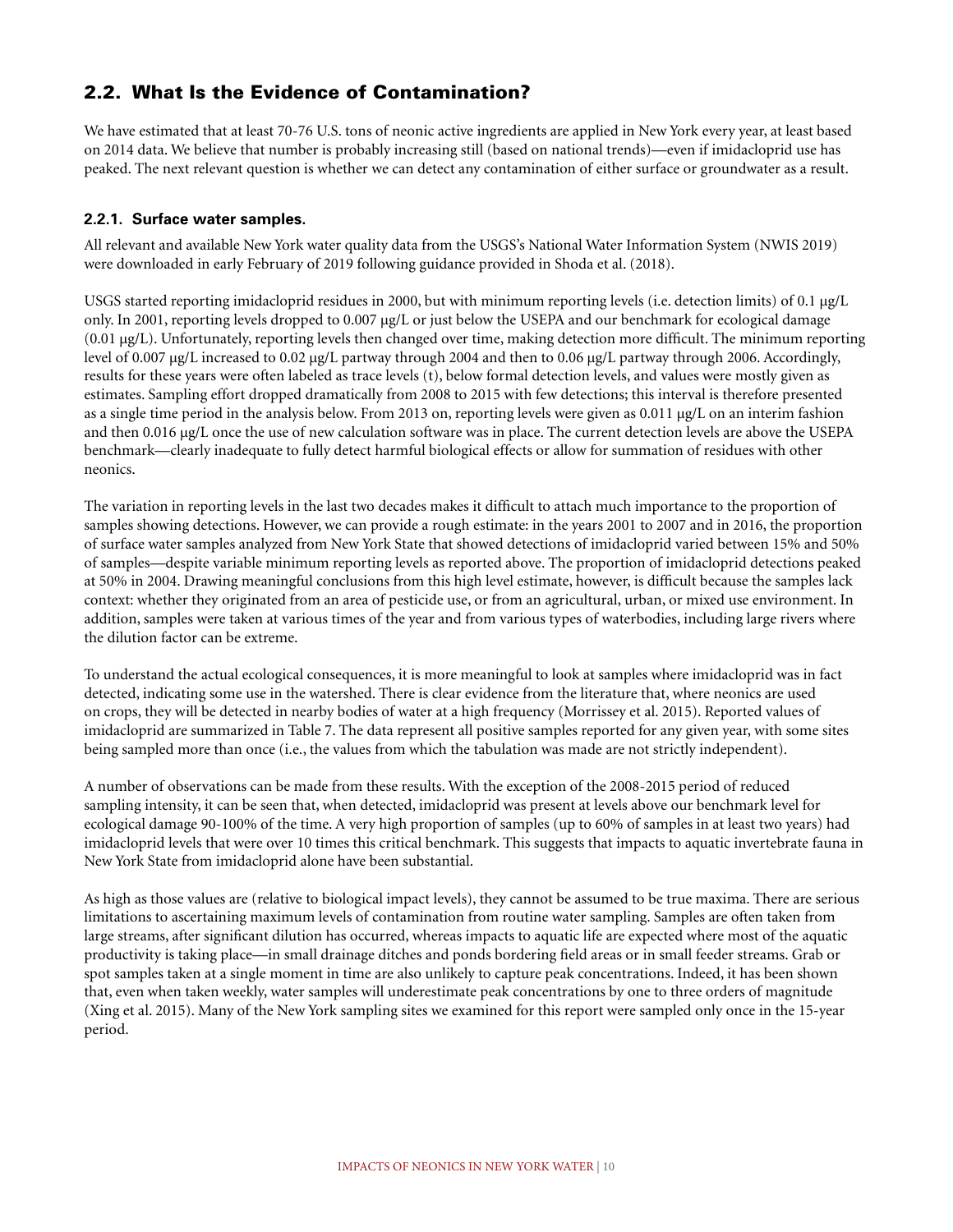## 2.2. What Is the Evidence of Contamination?

We have estimated that at least 70-76 U.S. tons of neonic active ingredients are applied in New York every year, at least based on 2014 data. We believe that number is probably increasing still (based on national trends)—even if imidacloprid use has peaked. The next relevant question is whether we can detect any contamination of either surface or groundwater as a result.

### 2.2.1. Surface water samples.

All relevant and available New York water quality data from the USGS's National Water Information System (NWIS 2019) were downloaded in early February of 2019 following guidance provided in Shoda et al. (2018).

USGS started reporting imidacloprid residues in 2000, but with minimum reporting levels (i.e. detection limits) of 0.1 µg/L only. In 2001, reporting levels dropped to 0.007 µg/L or just below the USEPA and our benchmark for ecological damage (0.01 µg/L). Unfortunately, reporting levels then changed over time, making detection more difficult. The minimum reporting level of 0.007 µg/L increased to 0.02 µg/L partway through 2004 and then to 0.06 µg/L partway through 2006. Accordingly, results for these years were often labeled as trace levels (t), below formal detection levels, and values were mostly given as estimates. Sampling effort dropped dramatically from 2008 to 2015 with few detections; this interval is therefore presented as a single time period in the analysis below. From 2013 on, reporting levels were given as 0.011 µg/L on an interim fashion and then 0.016 µg/L once the use of new calculation software was in place. The current detection levels are above the USEPA benchmark—clearly inadequate to fully detect harmful biological effects or allow for summation of residues with other neonics.

The variation in reporting levels in the last two decades makes it difficult to attach much importance to the proportion of samples showing detections. However, we can provide a rough estimate: in the years 2001 to 2007 and in 2016, the proportion of surface water samples analyzed from New York State that showed detections of imidacloprid varied between 15% and 50% of samples—despite variable minimum reporting levels as reported above. The proportion of imidacloprid detections peaked at 50% in 2004. Drawing meaningful conclusions from this high level estimate, however, is difficult because the samples lack context: whether they originated from an area of pesticide use, or from an agricultural, urban, or mixed use environment. In addition, samples were taken at various times of the year and from various types of waterbodies, including large rivers where the dilution factor can be extreme.

To understand the actual ecological consequences, it is more meaningful to look at samples where imidacloprid was in fact detected, indicating some use in the watershed. There is clear evidence from the literature that, where neonics are used on crops, they will be detected in nearby bodies of water at a high frequency (Morrissey et al. 2015). Reported values of imidacloprid are summarized in Table 7. The data represent all positive samples reported for any given year, with some sites being sampled more than once (i.e., the values from which the tabulation was made are not strictly independent).

A number of observations can be made from these results. With the exception of the 2008-2015 period of reduced sampling intensity, it can be seen that, when detected, imidacloprid was present at levels above our benchmark level for ecological damage 90-100% of the time. A very high proportion of samples (up to 60% of samples in at least two years) had imidacloprid levels that were over 10 times this critical benchmark. This suggests that impacts to aquatic invertebrate fauna in New York State from imidacloprid alone have been substantial.

As high as those values are (relative to biological impact levels), they cannot be assumed to be true maxima. There are serious limitations to ascertaining maximum levels of contamination from routine water sampling. Samples are often taken from large streams, after significant dilution has occurred, whereas impacts to aquatic life are expected where most of the aquatic productivity is taking place—in small drainage ditches and ponds bordering field areas or in small feeder streams. Grab or spot samples taken at a single moment in time are also unlikely to capture peak concentrations. Indeed, it has been shown that, even when taken weekly, water samples will underestimate peak concentrations by one to three orders of magnitude (Xing et al. 2015). Many of the New York sampling sites we examined for this report were sampled only once in the 15-year period.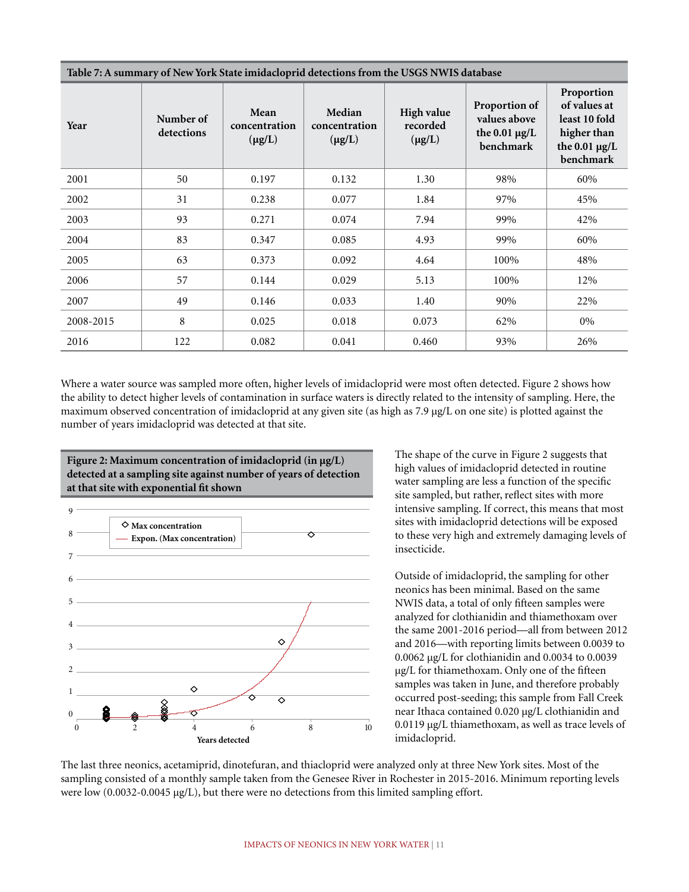**Table 7: A summary of New York State imidacloprid detections from the USGS NWIS database**

| Year | Number of detections | Mean concentration (µg/L) | Median concentration (µg/L) | High value recorded (µg/L) | Proportion of values above the 0.01 µg/L benchmark | Proportion of values at least 10 fold higher than the 0.01 µg/L benchmark |
|---|---|---|---|---|---|---|
| 2001 | 50 | 0.197 | 0.132 | 1.30 | 98% | 60% |
| 2002 | 31 | 0.238 | 0.077 | 1.84 | 97% | 45% |
| 2003 | 93 | 0.271 | 0.074 | 7.94 | 99% | 42% |
| 2004 | 83 | 0.347 | 0.085 | 4.93 | 99% | 60% |
| 2005 | 63 | 0.373 | 0.092 | 4.64 | 100% | 48% |
| 2006 | 57 | 0.144 | 0.029 | 5.13 | 100% | 12% |
| 2007 | 49 | 0.146 | 0.033 | 1.40 | 90% | 22% |
| 2008-2015 | 8 | 0.025 | 0.018 | 0.073 | 62% | 0% |
| 2016 | 122 | 0.082 | 0.041 | 0.460 | 93% | 26% |

Where a water source was sampled more often, higher levels of imidacloprid were most often detected. Figure 2 shows how the ability to detect higher levels of contamination in surface waters is directly related to the intensity of sampling. Here, the maximum observed concentration of imidacloprid at any given site (as high as 7.9 µg/L on one site) is plotted against the number of years imidacloprid was detected at that site.

**Figure 2: Maximum concentration of imidacloprid (in µg/L) detected at a sampling site against number of years of detection at that site with exponential fit shown**

Max concentration
Expon. (Max concentration)

0
1
2
3
4
5
6
7
8
9

0
2
4
6
8
10

Years detected

The shape of the curve in Figure 2 suggests that high values of imidacloprid detected in routine water sampling are less a function of the specific site sampled, but rather, reflect sites with more intensive sampling. If correct, this means that most sites with imidacloprid detections will be exposed to these very high and extremely damaging levels of insecticide.

Outside of imidacloprid, the sampling for other neonics has been minimal. Based on the same NWIS data, a total of only fifteen samples were analyzed for clothianidin and thiamethoxam over the same 2001-2016 period—all from between 2012 and 2016—with reporting limits between 0.0039 to 0.0062 µg/L for clothianidin and 0.0034 to 0.0039 µg/L for thiamethoxam. Only one of the fifteen samples was taken in June, and therefore probably occurred post-seeding; this sample from Fall Creek near Ithaca contained 0.020 µg/L clothianidin and 0.0119 µg/L thiamethoxam, as well as trace levels of imidacloprid.

The last three neonics, acetamiprid, dinotefuran, and thiacloprid were analyzed only at three New York sites. Most of the sampling consisted of a monthly sample taken from the Genesee River in Rochester in 2015-2016. Minimum reporting levels were low (0.0032-0.0045 µg/L), but there were no detections from this limited sampling effort.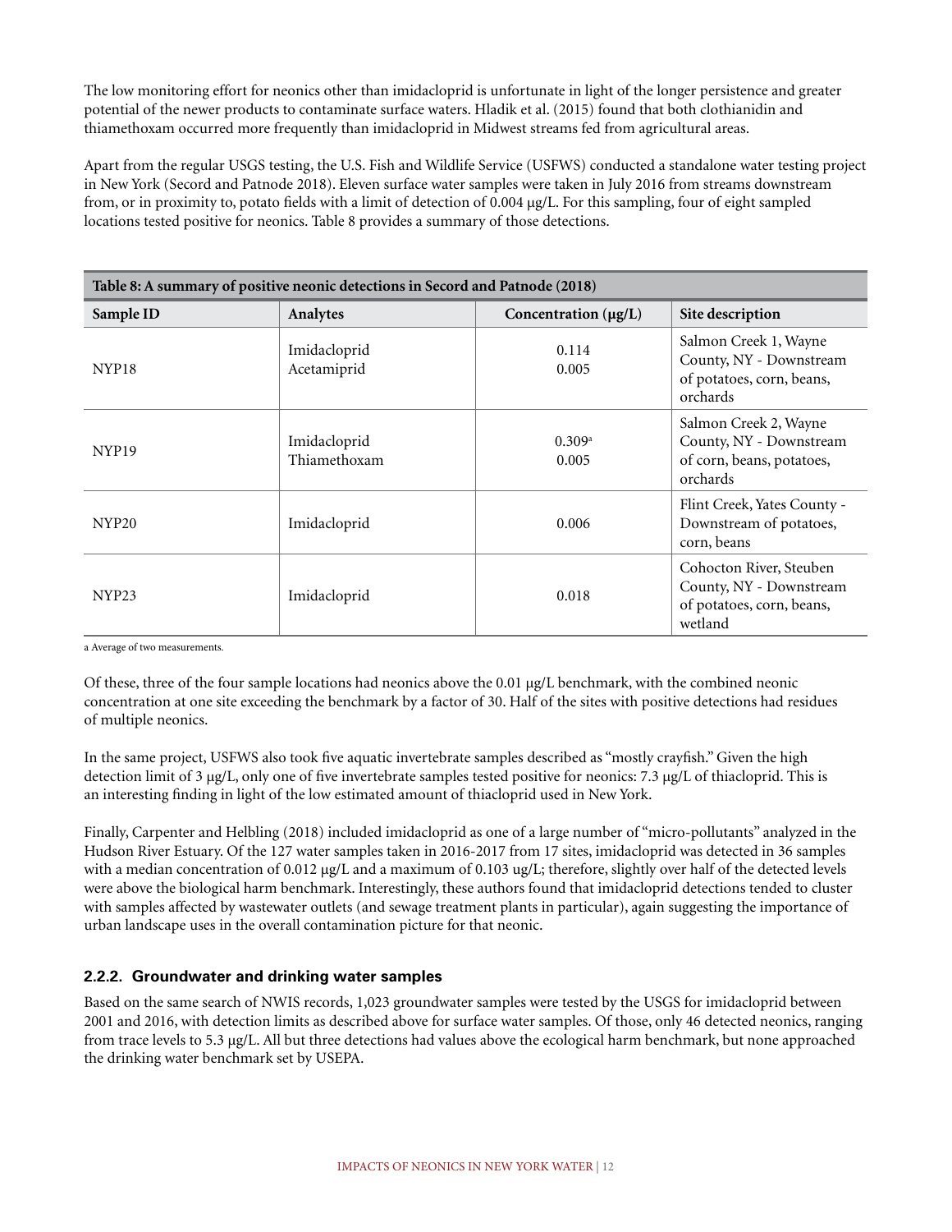The low monitoring effort for neonics other than imidacloprid is unfortunate in light of the longer persistence and greater potential of the newer products to contaminate surface waters. Hladik et al. (2015) found that both clothianidin and thiamethoxam occurred more frequently than imidacloprid in Midwest streams fed from agricultural areas.

Apart from the regular USGS testing, the U.S. Fish and Wildlife Service (USFWS) conducted a standalone water testing project in New York (Secord and Patnode 2018). Eleven surface water samples were taken in July 2016 from streams downstream from, or in proximity to, potato fields with a limit of detection of 0.004 µg/L. For this sampling, four of eight sampled locations tested positive for neonics. Table 8 provides a summary of those detections.

**Table 8: A summary of positive neonic detections in Secord and Patnode (2018)**

| Sample ID | Analytes | Concentration (µg/L) | Site description |
|---|---|---|---|
| NYP18 | Imidacloprid<br>Acetamiprid | 0.114<br>0.005 | Salmon Creek 1, Wayne County, NY - Downstream of potatoes, corn, beans, orchards |
| NYP19 | Imidacloprid<br>Thiamethoxam | 0.309[a]<br>0.005 | Salmon Creek 2, Wayne County, NY - Downstream of corn, beans, potatoes, orchards |
| NYP20 | Imidacloprid | 0.006 | Flint Creek, Yates County - Downstream of potatoes, corn, beans |
| NYP23 | Imidacloprid | 0.018 | Cohocton River, Steuben County, NY - Downstream of potatoes, corn, beans, wetland |

a Average of two measurements.

Of these, three of the four sample locations had neonics above the 0.01 µg/L benchmark, with the combined neonic concentration at one site exceeding the benchmark by a factor of 30. Half of the sites with positive detections had residues of multiple neonics.

In the same project, USFWS also took five aquatic invertebrate samples described as "mostly crayfish." Given the high detection limit of 3 µg/L, only one of five invertebrate samples tested positive for neonics: 7.3 µg/L of thiacloprid. This is an interesting finding in light of the low estimated amount of thiacloprid used in New York.

Finally, Carpenter and Helbling (2018) included imidacloprid as one of a large number of "micro-pollutants" analyzed in the Hudson River Estuary. Of the 127 water samples taken in 2016-2017 from 17 sites, imidacloprid was detected in 36 samples with a median concentration of 0.012 µg/L and a maximum of 0.103 ug/L; therefore, slightly over half of the detected levels were above the biological harm benchmark. Interestingly, these authors found that imidacloprid detections tended to cluster with samples affected by wastewater outlets (and sewage treatment plants in particular), again suggesting the importance of urban landscape uses in the overall contamination picture for that neonic.

### 2.2.2. Groundwater and drinking water samples

Based on the same search of NWIS records, 1,023 groundwater samples were tested by the USGS for imidacloprid between 2001 and 2016, with detection limits as described above for surface water samples. Of those, only 46 detected neonics, ranging from trace levels to 5.3 µg/L. All but three detections had values above the ecological harm benchmark, but none approached the drinking water benchmark set by USEPA.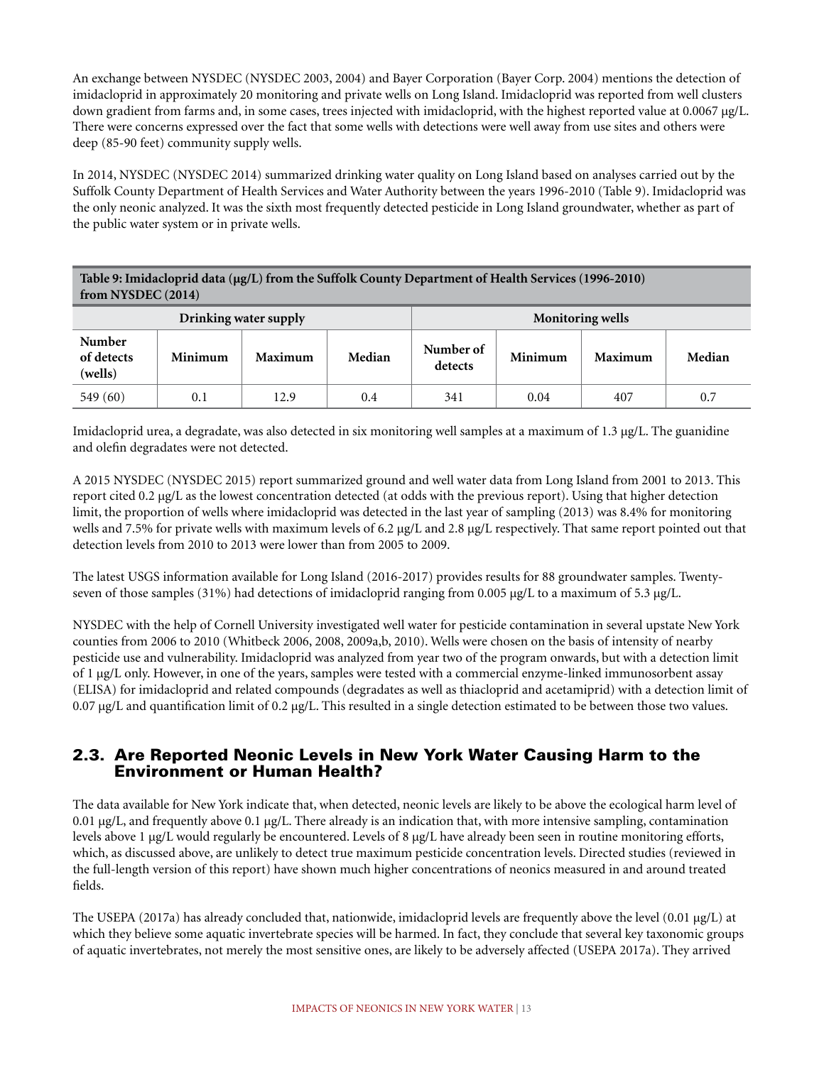An exchange between NYSDEC (NYSDEC 2003, 2004) and Bayer Corporation (Bayer Corp. 2004) mentions the detection of imidacloprid in approximately 20 monitoring and private wells on Long Island. Imidacloprid was reported from well clusters down gradient from farms and, in some cases, trees injected with imidacloprid, with the highest reported value at 0.0067 μg/L. There were concerns expressed over the fact that some wells with detections were well away from use sites and others were deep (85-90 feet) community supply wells.

In 2014, NYSDEC (NYSDEC 2014) summarized drinking water quality on Long Island based on analyses carried out by the Suffolk County Department of Health Services and Water Authority between the years 1996-2010 (Table 9). Imidacloprid was the only neonic analyzed. It was the sixth most frequently detected pesticide in Long Island groundwater, whether as part of the public water system or in private wells.

**Table 9: Imidacloprid data (μg/L) from the Suffolk County Department of Health Services (1996-2010) from NYSDEC (2014)**

| Drinking water supply | | | | Monitoring wells | | | |
|---|---|---|---|---|---|---|---|
| Number of detects (wells) | Minimum | Maximum | Median | Number of detects | Minimum | Maximum | Median |
| 549 (60) | 0.1 | 12.9 | 0.4 | 341 | 0.04 | 407 | 0.7 |

Imidacloprid urea, a degradate, was also detected in six monitoring well samples at a maximum of 1.3 μg/L. The guanidine and olefin degradates were not detected.

A 2015 NYSDEC (NYSDEC 2015) report summarized ground and well water data from Long Island from 2001 to 2013. This report cited 0.2 μg/L as the lowest concentration detected (at odds with the previous report). Using that higher detection limit, the proportion of wells where imidacloprid was detected in the last year of sampling (2013) was 8.4% for monitoring wells and 7.5% for private wells with maximum levels of 6.2 μg/L and 2.8 μg/L respectively. That same report pointed out that detection levels from 2010 to 2013 were lower than from 2005 to 2009.

The latest USGS information available for Long Island (2016-2017) provides results for 88 groundwater samples. Twenty-seven of those samples (31%) had detections of imidacloprid ranging from 0.005 μg/L to a maximum of 5.3 μg/L.

NYSDEC with the help of Cornell University investigated well water for pesticide contamination in several upstate New York counties from 2006 to 2010 (Whitbeck 2006, 2008, 2009a,b, 2010). Wells were chosen on the basis of intensity of nearby pesticide use and vulnerability. Imidacloprid was analyzed from year two of the program onwards, but with a detection limit of 1 μg/L only. However, in one of the years, samples were tested with a commercial enzyme-linked immunosorbent assay (ELISA) for imidacloprid and related compounds (degradates as well as thiacloprid and acetamiprid) with a detection limit of 0.07 μg/L and quantification limit of 0.2 μg/L. This resulted in a single detection estimated to be between those two values.

## 2.3. Are Reported Neonic Levels in New York Water Causing Harm to the Environment or Human Health?

The data available for New York indicate that, when detected, neonic levels are likely to be above the ecological harm level of 0.01 μg/L, and frequently above 0.1 μg/L. There already is an indication that, with more intensive sampling, contamination levels above 1 μg/L would regularly be encountered. Levels of 8 μg/L have already been seen in routine monitoring efforts, which, as discussed above, are unlikely to detect true maximum pesticide concentration levels. Directed studies (reviewed in the full-length version of this report) have shown much higher concentrations of neonics measured in and around treated fields.

The USEPA (2017a) has already concluded that, nationwide, imidacloprid levels are frequently above the level (0.01 μg/L) at which they believe some aquatic invertebrate species will be harmed. In fact, they conclude that several key taxonomic groups of aquatic invertebrates, not merely the most sensitive ones, are likely to be adversely affected (USEPA 2017a). They arrived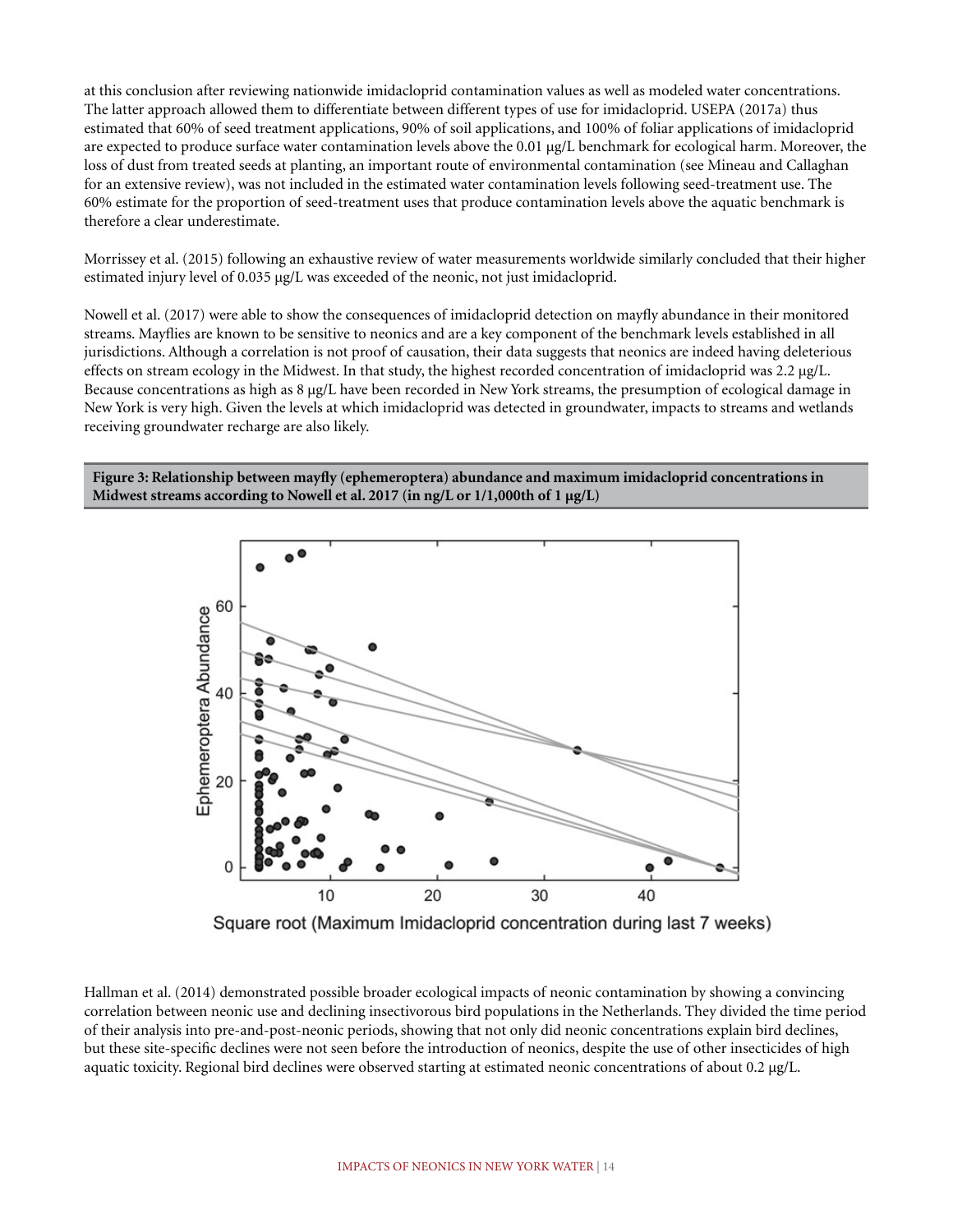at this conclusion after reviewing nationwide imidacloprid contamination values as well as modeled water concentrations. The latter approach allowed them to differentiate between different types of use for imidacloprid. USEPA (2017a) thus estimated that 60% of seed treatment applications, 90% of soil applications, and 100% of foliar applications of imidacloprid are expected to produce surface water contamination levels above the 0.01 µg/L benchmark for ecological harm. Moreover, the loss of dust from treated seeds at planting, an important route of environmental contamination (see Mineau and Callaghan for an extensive review), was not included in the estimated water contamination levels following seed-treatment use. The 60% estimate for the proportion of seed-treatment uses that produce contamination levels above the aquatic benchmark is therefore a clear underestimate.

Morrissey et al. (2015) following an exhaustive review of water measurements worldwide similarly concluded that their higher estimated injury level of 0.035 µg/L was exceeded of the neonic, not just imidacloprid.

Nowell et al. (2017) were able to show the consequences of imidacloprid detection on mayfly abundance in their monitored streams. Mayflies are known to be sensitive to neonics and are a key component of the benchmark levels established in all jurisdictions. Although a correlation is not proof of causation, their data suggests that neonics are indeed having deleterious effects on stream ecology in the Midwest. In that study, the highest recorded concentration of imidacloprid was 2.2 µg/L. Because concentrations as high as 8 µg/L have been recorded in New York streams, the presumption of ecological damage in New York is very high. Given the levels at which imidacloprid was detected in groundwater, impacts to streams and wetlands receiving groundwater recharge are also likely.

**Figure 3: Relationship between mayfly (ephemeroptera) abundance and maximum imidacloprid concentrations in Midwest streams according to Nowell et al. 2017 (in ng/L or 1/1,000th of 1 µg/L)**

Ephemeroptera Abundance

0
20
40
60

10
20
30
40

Square root (Maximum Imidacloprid concentration during last 7 weeks)

Hallman et al. (2014) demonstrated possible broader ecological impacts of neonic contamination by showing a convincing correlation between neonic use and declining insectivorous bird populations in the Netherlands. They divided the time period of their analysis into pre-and-post-neonic periods, showing that not only did neonic concentrations explain bird declines, but these site-specific declines were not seen before the introduction of neonics, despite the use of other insecticides of high aquatic toxicity. Regional bird declines were observed starting at estimated neonic concentrations of about 0.2 µg/L.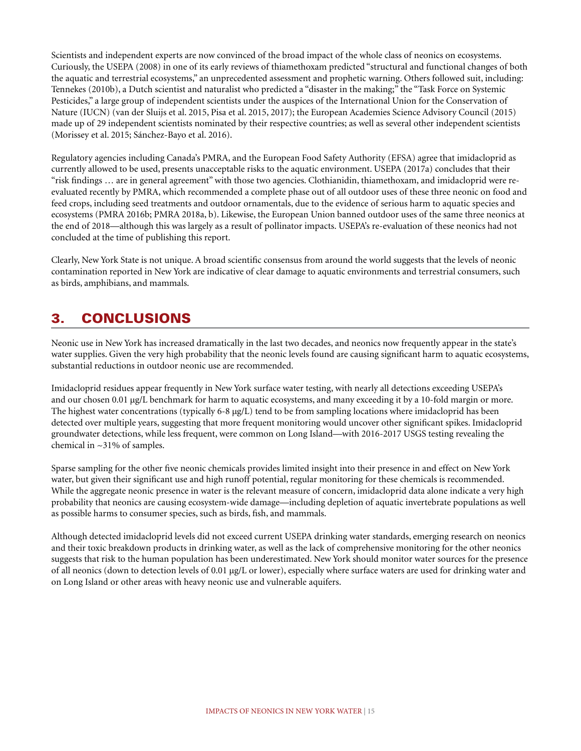Scientists and independent experts are now convinced of the broad impact of the whole class of neonics on ecosystems. Curiously, the USEPA (2008) in one of its early reviews of thiamethoxam predicted "structural and functional changes of both the aquatic and terrestrial ecosystems," an unprecedented assessment and prophetic warning. Others followed suit, including: Tennekes (2010b), a Dutch scientist and naturalist who predicted a "disaster in the making;" the "Task Force on Systemic Pesticides," a large group of independent scientists under the auspices of the International Union for the Conservation of Nature (IUCN) (van der Sluijs et al. 2015, Pisa et al. 2015, 2017); the European Academies Science Advisory Council (2015) made up of 29 independent scientists nominated by their respective countries; as well as several other independent scientists (Morissey et al. 2015; Sánchez-Bayo et al. 2016).

Regulatory agencies including Canada's PMRA, and the European Food Safety Authority (EFSA) agree that imidacloprid as currently allowed to be used, presents unacceptable risks to the aquatic environment. USEPA (2017a) concludes that their "risk findings … are in general agreement" with those two agencies. Clothianidin, thiamethoxam, and imidacloprid were re-evaluated recently by PMRA, which recommended a complete phase out of all outdoor uses of these three neonic on food and feed crops, including seed treatments and outdoor ornamentals, due to the evidence of serious harm to aquatic species and ecosystems (PMRA 2016b; PMRA 2018a, b). Likewise, the European Union banned outdoor uses of the same three neonics at the end of 2018—although this was largely as a result of pollinator impacts. USEPA's re-evaluation of these neonics had not concluded at the time of publishing this report.

Clearly, New York State is not unique. A broad scientific consensus from around the world suggests that the levels of neonic contamination reported in New York are indicative of clear damage to aquatic environments and terrestrial consumers, such as birds, amphibians, and mammals.

# 3. CONCLUSIONS

Neonic use in New York has increased dramatically in the last two decades, and neonics now frequently appear in the state's water supplies. Given the very high probability that the neonic levels found are causing significant harm to aquatic ecosystems, substantial reductions in outdoor neonic use are recommended.

Imidacloprid residues appear frequently in New York surface water testing, with nearly all detections exceeding USEPA's and our chosen 0.01 μg/L benchmark for harm to aquatic ecosystems, and many exceeding it by a 10-fold margin or more. The highest water concentrations (typically 6-8 μg/L) tend to be from sampling locations where imidacloprid has been detected over multiple years, suggesting that more frequent monitoring would uncover other significant spikes. Imidacloprid groundwater detections, while less frequent, were common on Long Island—with 2016-2017 USGS testing revealing the chemical in ~31% of samples.

Sparse sampling for the other five neonic chemicals provides limited insight into their presence in and effect on New York water, but given their significant use and high runoff potential, regular monitoring for these chemicals is recommended. While the aggregate neonic presence in water is the relevant measure of concern, imidacloprid data alone indicate a very high probability that neonics are causing ecosystem-wide damage—including depletion of aquatic invertebrate populations as well as possible harms to consumer species, such as birds, fish, and mammals.

Although detected imidacloprid levels did not exceed current USEPA drinking water standards, emerging research on neonics and their toxic breakdown products in drinking water, as well as the lack of comprehensive monitoring for the other neonics suggests that risk to the human population has been underestimated. New York should monitor water sources for the presence of all neonics (down to detection levels of 0.01 μg/L or lower), especially where surface waters are used for drinking water and on Long Island or other areas with heavy neonic use and vulnerable aquifers.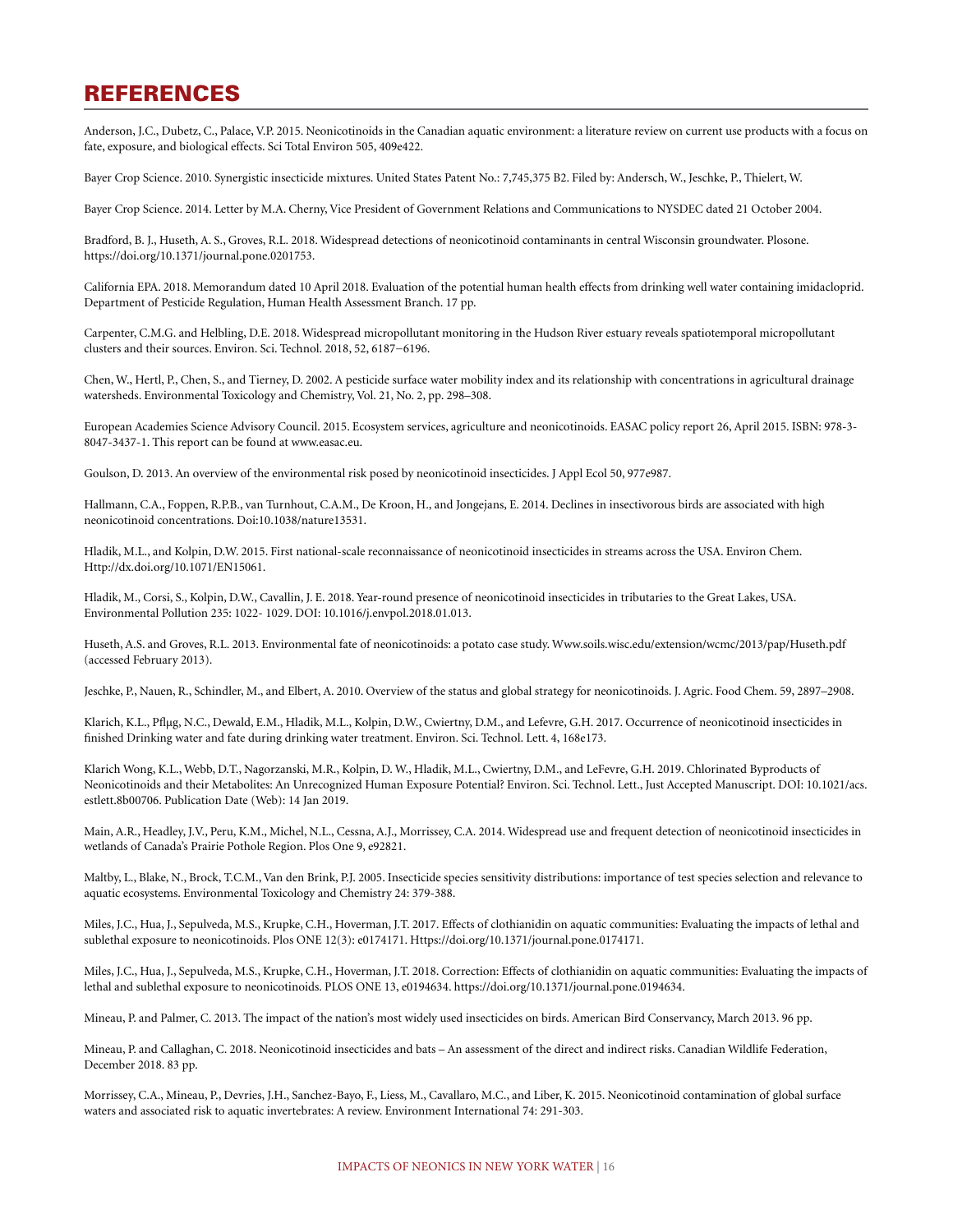# REFERENCES

Anderson, J.C., Dubetz, C., Palace, V.P. 2015. Neonicotinoids in the Canadian aquatic environment: a literature review on current use products with a focus on fate, exposure, and biological effects. Sci Total Environ 505, 409e422.

Bayer Crop Science. 2010. Synergistic insecticide mixtures. United States Patent No.: 7,745,375 B2. Filed by: Andersch, W., Jeschke, P., Thielert, W.

Bayer Crop Science. 2014. Letter by M.A. Cherny, Vice President of Government Relations and Communications to NYSDEC dated 21 October 2004.

Bradford, B. J., Huseth, A. S., Groves, R.L. 2018. Widespread detections of neonicotinoid contaminants in central Wisconsin groundwater. Plosone. https://doi.org/10.1371/journal.pone.0201753.

California EPA. 2018. Memorandum dated 10 April 2018. Evaluation of the potential human health effects from drinking well water containing imidacloprid. Department of Pesticide Regulation, Human Health Assessment Branch. 17 pp.

Carpenter, C.M.G. and Helbling, D.E. 2018. Widespread micropollutant monitoring in the Hudson River estuary reveals spatiotemporal micropollutant clusters and their sources. Environ. Sci. Technol. 2018, 52, 6187−6196.

Chen, W., Hertl, P., Chen, S., and Tierney, D. 2002. A pesticide surface water mobility index and its relationship with concentrations in agricultural drainage watersheds. Environmental Toxicology and Chemistry, Vol. 21, No. 2, pp. 298–308.

European Academies Science Advisory Council. 2015. Ecosystem services, agriculture and neonicotinoids. EASAC policy report 26, April 2015. ISBN: 978-3-8047-3437-1. This report can be found at www.easac.eu.

Goulson, D. 2013. An overview of the environmental risk posed by neonicotinoid insecticides. J Appl Ecol 50, 977e987.

Hallmann, C.A., Foppen, R.P.B., van Turnhout, C.A.M., De Kroon, H., and Jongejans, E. 2014. Declines in insectivorous birds are associated with high neonicotinoid concentrations. Doi:10.1038/nature13531.

Hladik, M.L., and Kolpin, D.W. 2015. First national-scale reconnaissance of neonicotinoid insecticides in streams across the USA. Environ Chem. Http://dx.doi.org/10.1071/EN15061.

Hladik, M., Corsi, S., Kolpin, D.W., Cavallin, J. E. 2018. Year-round presence of neonicotinoid insecticides in tributaries to the Great Lakes, USA. Environmental Pollution 235: 1022- 1029. DOI: 10.1016/j.envpol.2018.01.013.

Huseth, A.S. and Groves, R.L. 2013. Environmental fate of neonicotinoids: a potato case study. Www.soils.wisc.edu/extension/wcmc/2013/pap/Huseth.pdf (accessed February 2013).

Jeschke, P., Nauen, R., Schindler, M., and Elbert, A. 2010. Overview of the status and global strategy for neonicotinoids. J. Agric. Food Chem. 59, 2897–2908.

Klarich, K.L., Pflµg, N.C., Dewald, E.M., Hladik, M.L., Kolpin, D.W., Cwiertny, D.M., and Lefevre, G.H. 2017. Occurrence of neonicotinoid insecticides in finished Drinking water and fate during drinking water treatment. Environ. Sci. Technol. Lett. 4, 168e173.

Klarich Wong, K.L., Webb, D.T., Nagorzanski, M.R., Kolpin, D. W., Hladik, M.L., Cwiertny, D.M., and LeFevre, G.H. 2019. Chlorinated Byproducts of Neonicotinoids and their Metabolites: An Unrecognized Human Exposure Potential? Environ. Sci. Technol. Lett., Just Accepted Manuscript. DOI: 10.1021/acs.estlett.8b00706. Publication Date (Web): 14 Jan 2019.

Main, A.R., Headley, J.V., Peru, K.M., Michel, N.L., Cessna, A.J., Morrissey, C.A. 2014. Widespread use and frequent detection of neonicotinoid insecticides in wetlands of Canada's Prairie Pothole Region. Plos One 9, e92821.

Maltby, L., Blake, N., Brock, T.C.M., Van den Brink, P.J. 2005. Insecticide species sensitivity distributions: importance of test species selection and relevance to aquatic ecosystems. Environmental Toxicology and Chemistry 24: 379-388.

Miles, J.C., Hua, J., Sepulveda, M.S., Krupke, C.H., Hoverman, J.T. 2017. Effects of clothianidin on aquatic communities: Evaluating the impacts of lethal and sublethal exposure to neonicotinoids. Plos ONE 12(3): e0174171. Https://doi.org/10.1371/journal.pone.0174171.

Miles, J.C., Hua, J., Sepulveda, M.S., Krupke, C.H., Hoverman, J.T. 2018. Correction: Effects of clothianidin on aquatic communities: Evaluating the impacts of lethal and sublethal exposure to neonicotinoids. PLOS ONE 13, e0194634. https://doi.org/10.1371/journal.pone.0194634.

Mineau, P. and Palmer, C. 2013. The impact of the nation's most widely used insecticides on birds. American Bird Conservancy, March 2013. 96 pp.

Mineau, P. and Callaghan, C. 2018. Neonicotinoid insecticides and bats – An assessment of the direct and indirect risks. Canadian Wildlife Federation, December 2018. 83 pp.

Morrissey, C.A., Mineau, P., Devries, J.H., Sanchez-Bayo, F., Liess, M., Cavallaro, M.C., and Liber, K. 2015. Neonicotinoid contamination of global surface waters and associated risk to aquatic invertebrates: A review. Environment International 74: 291-303.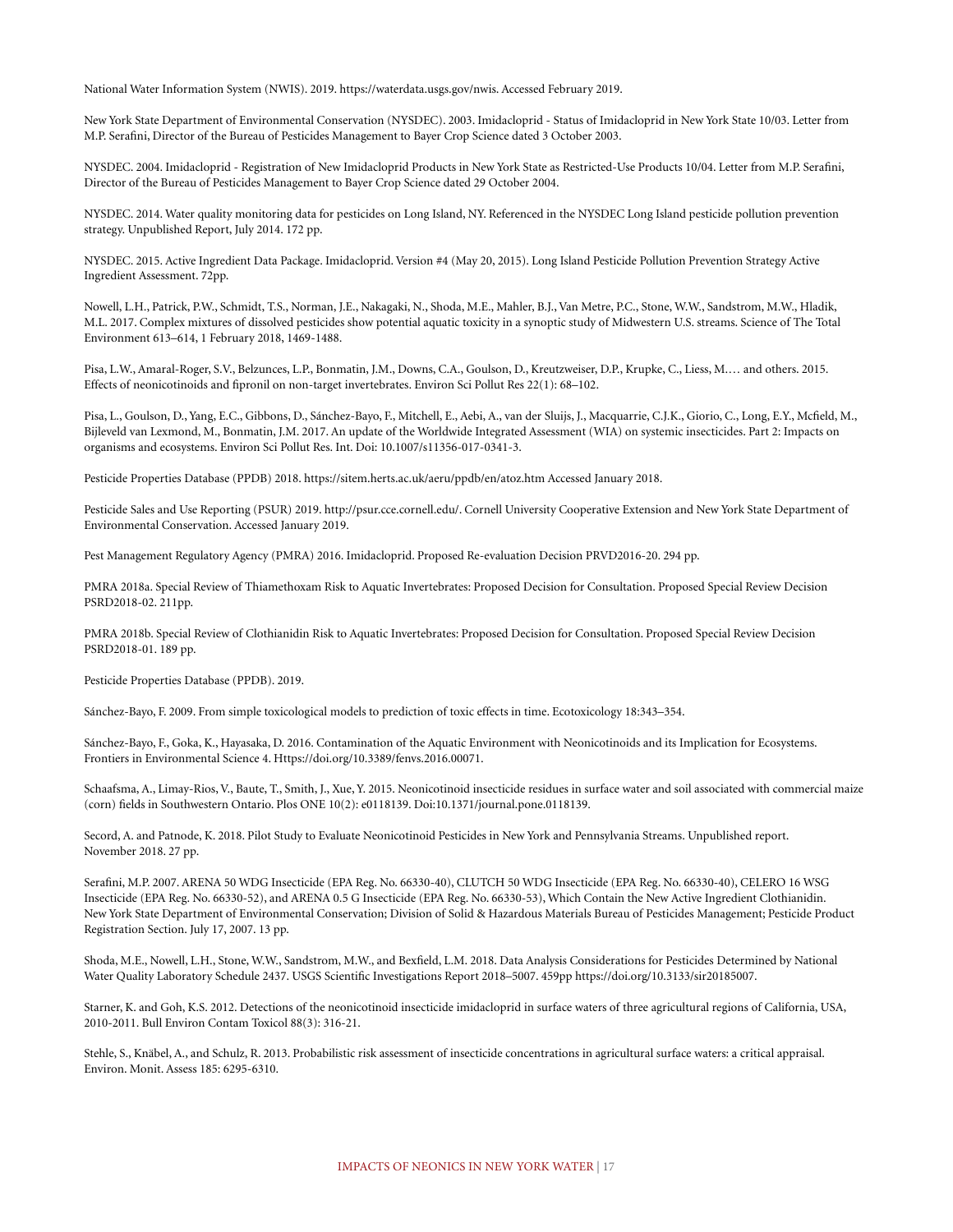National Water Information System (NWIS). 2019. https://waterdata.usgs.gov/nwis. Accessed February 2019.

New York State Department of Environmental Conservation (NYSDEC). 2003. Imidacloprid - Status of Imidacloprid in New York State 10/03. Letter from M.P. Serafini, Director of the Bureau of Pesticides Management to Bayer Crop Science dated 3 October 2003.

NYSDEC. 2004. Imidacloprid - Registration of New Imidacloprid Products in New York State as Restricted-Use Products 10/04. Letter from M.P. Serafini, Director of the Bureau of Pesticides Management to Bayer Crop Science dated 29 October 2004.

NYSDEC. 2014. Water quality monitoring data for pesticides on Long Island, NY. Referenced in the NYSDEC Long Island pesticide pollution prevention strategy. Unpublished Report, July 2014. 172 pp.

NYSDEC. 2015. Active Ingredient Data Package. Imidacloprid. Version #4 (May 20, 2015). Long Island Pesticide Pollution Prevention Strategy Active Ingredient Assessment. 72pp.

Nowell, L.H., Patrick, P.W., Schmidt, T.S., Norman, J.E., Nakagaki, N., Shoda, M.E., Mahler, B.J., Van Metre, P.C., Stone, W.W., Sandstrom, M.W., Hladik, M.L. 2017. Complex mixtures of dissolved pesticides show potential aquatic toxicity in a synoptic study of Midwestern U.S. streams. Science of The Total Environment 613–614, 1 February 2018, 1469-1488.

Pisa, L.W., Amaral-Roger, S.V., Belzunces, L.P., Bonmatin, J.M., Downs, C.A., Goulson, D., Kreutzweiser, D.P., Krupke, C., Liess, M.… and others. 2015. Effects of neonicotinoids and fipronil on non-target invertebrates. Environ Sci Pollut Res 22(1): 68–102.

Pisa, L., Goulson, D., Yang, E.C., Gibbons, D., Sánchez-Bayo, F., Mitchell, E., Aebi, A., van der Sluijs, J., Macquarrie, C.J.K., Giorio, C., Long, E.Y., Mcfield, M., Bijleveld van Lexmond, M., Bonmatin, J.M. 2017. An update of the Worldwide Integrated Assessment (WIA) on systemic insecticides. Part 2: Impacts on organisms and ecosystems. Environ Sci Pollut Res. Int. Doi: 10.1007/s11356-017-0341-3.

Pesticide Properties Database (PPDB) 2018. https://sitem.herts.ac.uk/aeru/ppdb/en/atoz.htm Accessed January 2018.

Pesticide Sales and Use Reporting (PSUR) 2019. http://psur.cce.cornell.edu/. Cornell University Cooperative Extension and New York State Department of Environmental Conservation. Accessed January 2019.

Pest Management Regulatory Agency (PMRA) 2016. Imidacloprid. Proposed Re-evaluation Decision PRVD2016-20. 294 pp.

PMRA 2018a. Special Review of Thiamethoxam Risk to Aquatic Invertebrates: Proposed Decision for Consultation. Proposed Special Review Decision PSRD2018-02. 211pp.

PMRA 2018b. Special Review of Clothianidin Risk to Aquatic Invertebrates: Proposed Decision for Consultation. Proposed Special Review Decision PSRD2018-01. 189 pp.

Pesticide Properties Database (PPDB). 2019.

Sánchez-Bayo, F. 2009. From simple toxicological models to prediction of toxic effects in time. Ecotoxicology 18:343–354.

Sánchez-Bayo, F., Goka, K., Hayasaka, D. 2016. Contamination of the Aquatic Environment with Neonicotinoids and its Implication for Ecosystems. Frontiers in Environmental Science 4. Https://doi.org/10.3389/fenvs.2016.00071.

Schaafsma, A., Limay-Rios, V., Baute, T., Smith, J., Xue, Y. 2015. Neonicotinoid insecticide residues in surface water and soil associated with commercial maize (corn) fields in Southwestern Ontario. Plos ONE 10(2): e0118139. Doi:10.1371/journal.pone.0118139.

Secord, A. and Patnode, K. 2018. Pilot Study to Evaluate Neonicotinoid Pesticides in New York and Pennsylvania Streams. Unpublished report. November 2018. 27 pp.

Serafini, M.P. 2007. ARENA 50 WDG Insecticide (EPA Reg. No. 66330-40), CLUTCH 50 WDG Insecticide (EPA Reg. No. 66330-40), CELERO 16 WSG Insecticide (EPA Reg. No. 66330-52), and ARENA 0.5 G Insecticide (EPA Reg. No. 66330-53), Which Contain the New Active Ingredient Clothianidin. New York State Department of Environmental Conservation; Division of Solid & Hazardous Materials Bureau of Pesticides Management; Pesticide Product Registration Section. July 17, 2007. 13 pp.

Shoda, M.E., Nowell, L.H., Stone, W.W., Sandstrom, M.W., and Bexfield, L.M. 2018. Data Analysis Considerations for Pesticides Determined by National Water Quality Laboratory Schedule 2437. USGS Scientific Investigations Report 2018–5007. 459pp https://doi.org/10.3133/sir20185007.

Starner, K. and Goh, K.S. 2012. Detections of the neonicotinoid insecticide imidacloprid in surface waters of three agricultural regions of California, USA, 2010-2011. Bull Environ Contam Toxicol 88(3): 316-21.

Stehle, S., Knäbel, A., and Schulz, R. 2013. Probabilistic risk assessment of insecticide concentrations in agricultural surface waters: a critical appraisal. Environ. Monit. Assess 185: 6295-6310.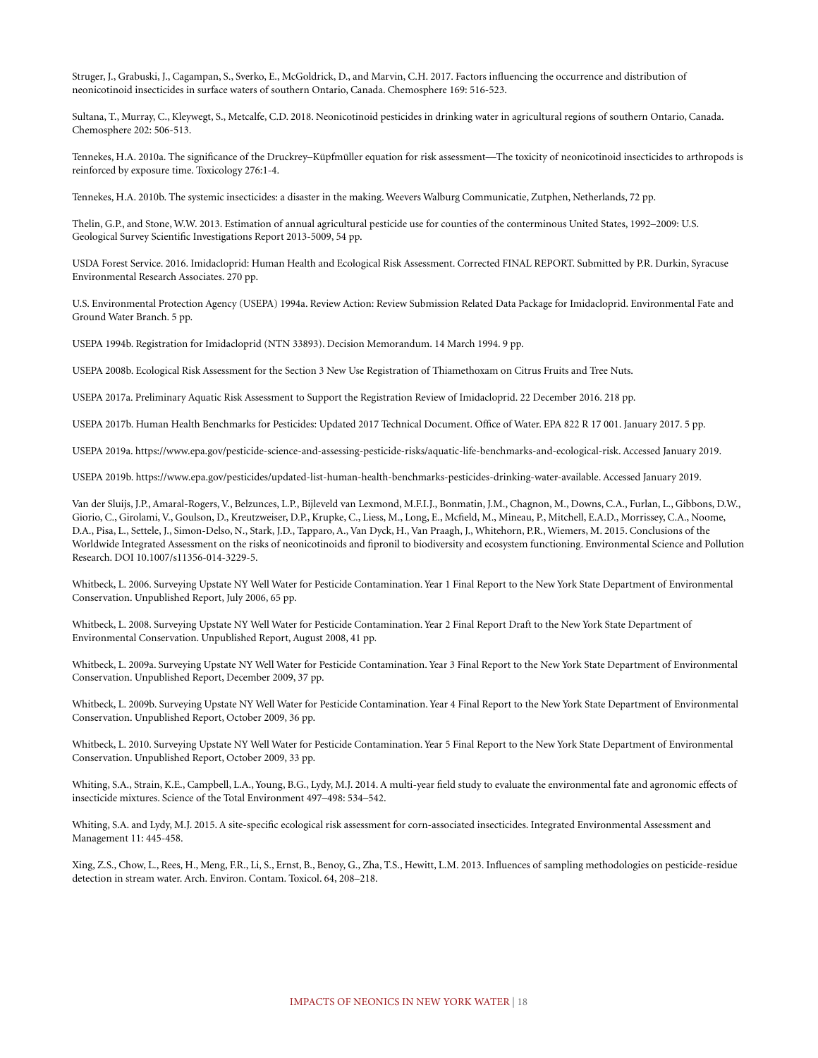Struger, J., Grabuski, J., Cagampan, S., Sverko, E., McGoldrick, D., and Marvin, C.H. 2017. Factors influencing the occurrence and distribution of neonicotinoid insecticides in surface waters of southern Ontario, Canada. Chemosphere 169: 516-523.

Sultana, T., Murray, C., Kleywegt, S., Metcalfe, C.D. 2018. Neonicotinoid pesticides in drinking water in agricultural regions of southern Ontario, Canada. Chemosphere 202: 506-513.

Tennekes, H.A. 2010a. The significance of the Druckrey–Küpfmüller equation for risk assessment—The toxicity of neonicotinoid insecticides to arthropods is reinforced by exposure time. Toxicology 276:1-4.

Tennekes, H.A. 2010b. The systemic insecticides: a disaster in the making. Weevers Walburg Communicatie, Zutphen, Netherlands, 72 pp.

Thelin, G.P., and Stone, W.W. 2013. Estimation of annual agricultural pesticide use for counties of the conterminous United States, 1992–2009: U.S. Geological Survey Scientific Investigations Report 2013-5009, 54 pp.

USDA Forest Service. 2016. Imidacloprid: Human Health and Ecological Risk Assessment. Corrected FINAL REPORT. Submitted by P.R. Durkin, Syracuse Environmental Research Associates. 270 pp.

U.S. Environmental Protection Agency (USEPA) 1994a. Review Action: Review Submission Related Data Package for Imidacloprid. Environmental Fate and Ground Water Branch. 5 pp.

USEPA 1994b. Registration for Imidacloprid (NTN 33893). Decision Memorandum. 14 March 1994. 9 pp.

USEPA 2008b. Ecological Risk Assessment for the Section 3 New Use Registration of Thiamethoxam on Citrus Fruits and Tree Nuts.

USEPA 2017a. Preliminary Aquatic Risk Assessment to Support the Registration Review of Imidacloprid. 22 December 2016. 218 pp.

USEPA 2017b. Human Health Benchmarks for Pesticides: Updated 2017 Technical Document. Office of Water. EPA 822 R 17 001. January 2017. 5 pp.

USEPA 2019a. https://www.epa.gov/pesticide-science-and-assessing-pesticide-risks/aquatic-life-benchmarks-and-ecological-risk. Accessed January 2019.

USEPA 2019b. https://www.epa.gov/pesticides/updated-list-human-health-benchmarks-pesticides-drinking-water-available. Accessed January 2019.

Van der Sluijs, J.P., Amaral-Rogers, V., Belzunces, L.P., Bijleveld van Lexmond, M.F.I.J., Bonmatin, J.M., Chagnon, M., Downs, C.A., Furlan, L., Gibbons, D.W., Giorio, C., Girolami, V., Goulson, D., Kreutzweiser, D.P., Krupke, C., Liess, M., Long, E., Mcfield, M., Mineau, P., Mitchell, E.A.D., Morrissey, C.A., Noome, D.A., Pisa, L., Settele, J., Simon-Delso, N., Stark, J.D., Tapparo, A., Van Dyck, H., Van Praagh, J., Whitehorn, P.R., Wiemers, M. 2015. Conclusions of the Worldwide Integrated Assessment on the risks of neonicotinoids and fipronil to biodiversity and ecosystem functioning. Environmental Science and Pollution Research. DOI 10.1007/s11356-014-3229-5.

Whitbeck, L. 2006. Surveying Upstate NY Well Water for Pesticide Contamination. Year 1 Final Report to the New York State Department of Environmental Conservation. Unpublished Report, July 2006, 65 pp.

Whitbeck, L. 2008. Surveying Upstate NY Well Water for Pesticide Contamination. Year 2 Final Report Draft to the New York State Department of Environmental Conservation. Unpublished Report, August 2008, 41 pp.

Whitbeck, L. 2009a. Surveying Upstate NY Well Water for Pesticide Contamination. Year 3 Final Report to the New York State Department of Environmental Conservation. Unpublished Report, December 2009, 37 pp.

Whitbeck, L. 2009b. Surveying Upstate NY Well Water for Pesticide Contamination. Year 4 Final Report to the New York State Department of Environmental Conservation. Unpublished Report, October 2009, 36 pp.

Whitbeck, L. 2010. Surveying Upstate NY Well Water for Pesticide Contamination. Year 5 Final Report to the New York State Department of Environmental Conservation. Unpublished Report, October 2009, 33 pp.

Whiting, S.A., Strain, K.E., Campbell, L.A., Young, B.G., Lydy, M.J. 2014. A multi-year field study to evaluate the environmental fate and agronomic effects of insecticide mixtures. Science of the Total Environment 497–498: 534–542.

Whiting, S.A. and Lydy, M.J. 2015. A site-specific ecological risk assessment for corn-associated insecticides. Integrated Environmental Assessment and Management 11: 445-458.

Xing, Z.S., Chow, L., Rees, H., Meng, F.R., Li, S., Ernst, B., Benoy, G., Zha, T.S., Hewitt, L.M. 2013. Influences of sampling methodologies on pesticide-residue detection in stream water. Arch. Environ. Contam. Toxicol. 64, 208–218.